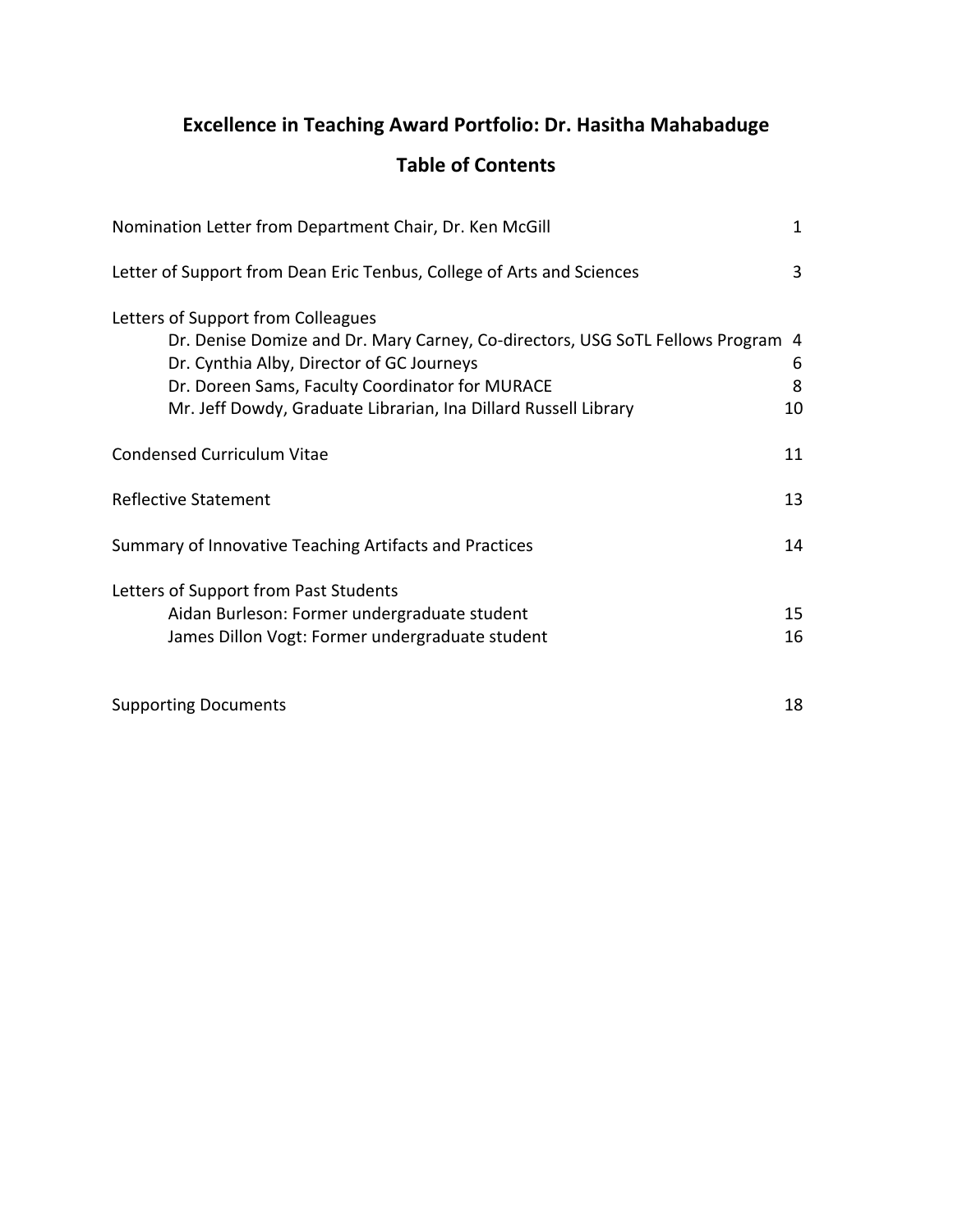# Excellence in Teaching Award Portfolio: Dr. Hasitha Mahabaduge

## Table of Contents

| | |
|---|---|
| Nomination Letter from Department Chair, Dr. Ken McGill | 1 |
| Letter of Support from Dean Eric Tenbus, College of Arts and Sciences | 3 |
| Letters of Support from Colleagues | |
| Dr. Denise Domize and Dr. Mary Carney, Co-directors, USG SoTL Fellows Program | 4 |
| Dr. Cynthia Alby, Director of GC Journeys | 6 |
| Dr. Doreen Sams, Faculty Coordinator for MURACE | 8 |
| Mr. Jeff Dowdy, Graduate Librarian, Ina Dillard Russell Library | 10 |
| Condensed Curriculum Vitae | 11 |
| Reflective Statement | 13 |
| Summary of Innovative Teaching Artifacts and Practices | 14 |
| Letters of Support from Past Students | |
| Aidan Burleson: Former undergraduate student | 15 |
| James Dillon Vogt: Former undergraduate student | 16 |
| Supporting Documents | 18 |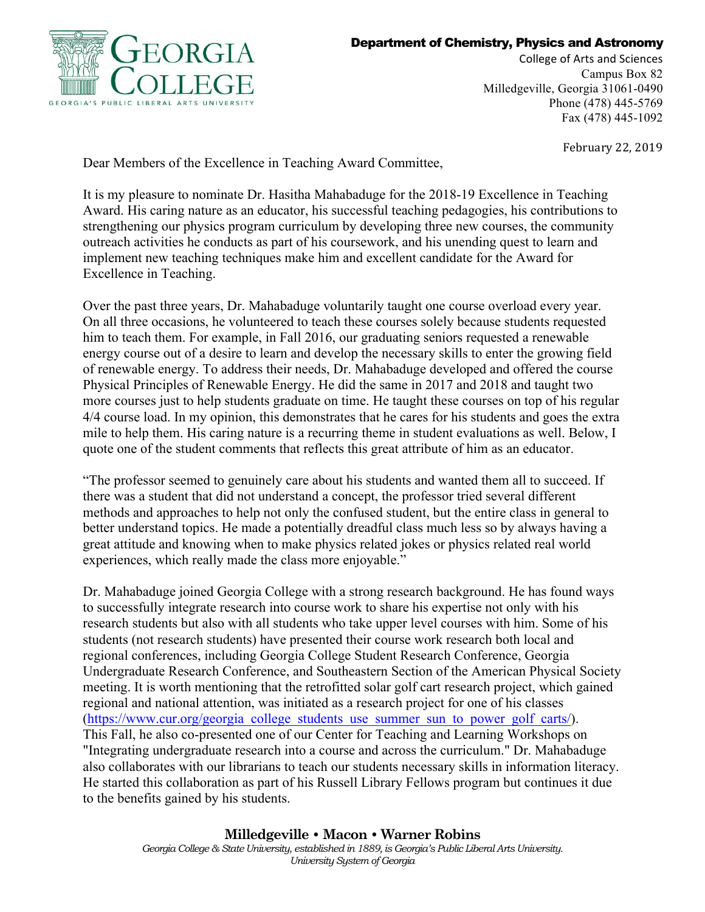**Department of Chemistry, Physics and Astronomy**
College of Arts and Sciences
Campus Box 82
Milledgeville, Georgia 31061-0490
Phone (478) 445-5769
Fax (478) 445-1092

February 22, 2019

Dear Members of the Excellence in Teaching Award Committee,

It is my pleasure to nominate Dr. Hasitha Mahabaduge for the 2018-19 Excellence in Teaching Award. His caring nature as an educator, his successful teaching pedagogies, his contributions to strengthening our physics program curriculum by developing three new courses, the community outreach activities he conducts as part of his coursework, and his unending quest to learn and implement new teaching techniques make him and excellent candidate for the Award for Excellence in Teaching.

Over the past three years, Dr. Mahabaduge voluntarily taught one course overload every year. On all three occasions, he volunteered to teach these courses solely because students requested him to teach them. For example, in Fall 2016, our graduating seniors requested a renewable energy course out of a desire to learn and develop the necessary skills to enter the growing field of renewable energy. To address their needs, Dr. Mahabaduge developed and offered the course Physical Principles of Renewable Energy. He did the same in 2017 and 2018 and taught two more courses just to help students graduate on time. He taught these courses on top of his regular 4/4 course load. In my opinion, this demonstrates that he cares for his students and goes the extra mile to help them. His caring nature is a recurring theme in student evaluations as well. Below, I quote one of the student comments that reflects this great attribute of him as an educator.

"The professor seemed to genuinely care about his students and wanted them all to succeed. If there was a student that did not understand a concept, the professor tried several different methods and approaches to help not only the confused student, but the entire class in general to better understand topics. He made a potentially dreadful class much less so by always having a great attitude and knowing when to make physics related jokes or physics related real world experiences, which really made the class more enjoyable."

Dr. Mahabaduge joined Georgia College with a strong research background. He has found ways to successfully integrate research into course work to share his expertise not only with his research students but also with all students who take upper level courses with him. Some of his students (not research students) have presented their course work research both local and regional conferences, including Georgia College Student Research Conference, Georgia Undergraduate Research Conference, and Southeastern Section of the American Physical Society meeting. It is worth mentioning that the retrofitted solar golf cart research project, which gained regional and national attention, was initiated as a research project for one of his classes (https://www.cur.org/georgia_college_students_use_summer_sun_to_power_golf_carts/). This Fall, he also co-presented one of our Center for Teaching and Learning Workshops on "Integrating undergraduate research into a course and across the curriculum." Dr. Mahabaduge also collaborates with our librarians to teach our students necessary skills in information literacy. He started this collaboration as part of his Russell Library Fellows program but continues it due to the benefits gained by his students.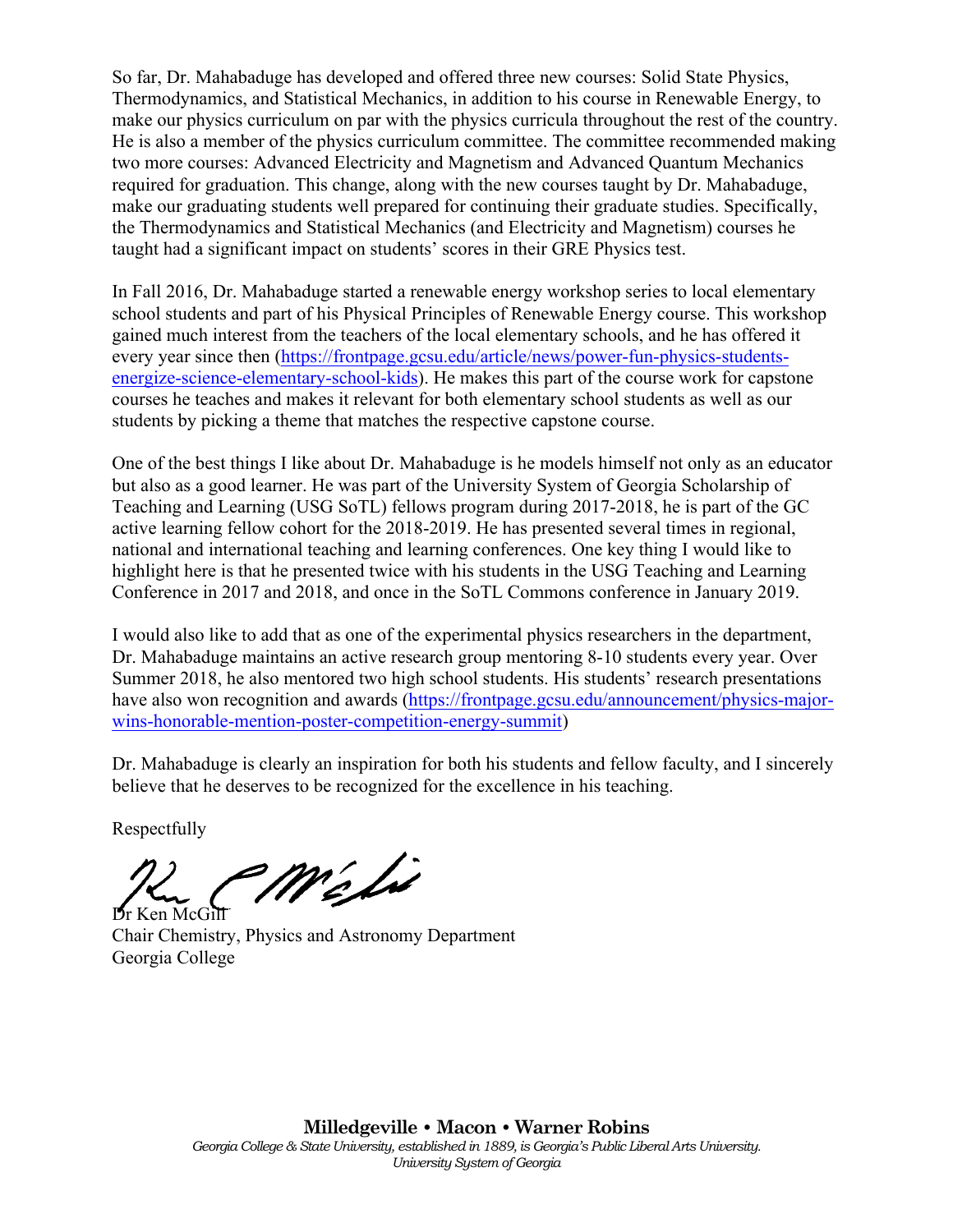So far, Dr. Mahabaduge has developed and offered three new courses: Solid State Physics, Thermodynamics, and Statistical Mechanics, in addition to his course in Renewable Energy, to make our physics curriculum on par with the physics curricula throughout the rest of the country. He is also a member of the physics curriculum committee. The committee recommended making two more courses: Advanced Electricity and Magnetism and Advanced Quantum Mechanics required for graduation. This change, along with the new courses taught by Dr. Mahabaduge, make our graduating students well prepared for continuing their graduate studies. Specifically, the Thermodynamics and Statistical Mechanics (and Electricity and Magnetism) courses he taught had a significant impact on students' scores in their GRE Physics test.

In Fall 2016, Dr. Mahabaduge started a renewable energy workshop series to local elementary school students and part of his Physical Principles of Renewable Energy course. This workshop gained much interest from the teachers of the local elementary schools, and he has offered it every year since then (https://frontpage.gcsu.edu/article/news/power-fun-physics-students-energize-science-elementary-school-kids). He makes this part of the course work for capstone courses he teaches and makes it relevant for both elementary school students as well as our students by picking a theme that matches the respective capstone course.

One of the best things I like about Dr. Mahabaduge is he models himself not only as an educator but also as a good learner. He was part of the University System of Georgia Scholarship of Teaching and Learning (USG SoTL) fellows program during 2017-2018, he is part of the GC active learning fellow cohort for the 2018-2019. He has presented several times in regional, national and international teaching and learning conferences. One key thing I would like to highlight here is that he presented twice with his students in the USG Teaching and Learning Conference in 2017 and 2018, and once in the SoTL Commons conference in January 2019.

I would also like to add that as one of the experimental physics researchers in the department, Dr. Mahabaduge maintains an active research group mentoring 8-10 students every year. Over Summer 2018, he also mentored two high school students. His students' research presentations have also won recognition and awards (https://frontpage.gcsu.edu/announcement/physics-major-wins-honorable-mention-poster-competition-energy-summit)

Dr. Mahabaduge is clearly an inspiration for both his students and fellow faculty, and I sincerely believe that he deserves to be recognized for the excellence in his teaching.

Respectfully

Dr Ken McGill
Chair Chemistry, Physics and Astronomy Department
Georgia College

**Milledgeville • Macon • Warner Robins**
*Georgia College & State University, established in 1889, is Georgia's Public Liberal Arts University.*
*University System of Georgia*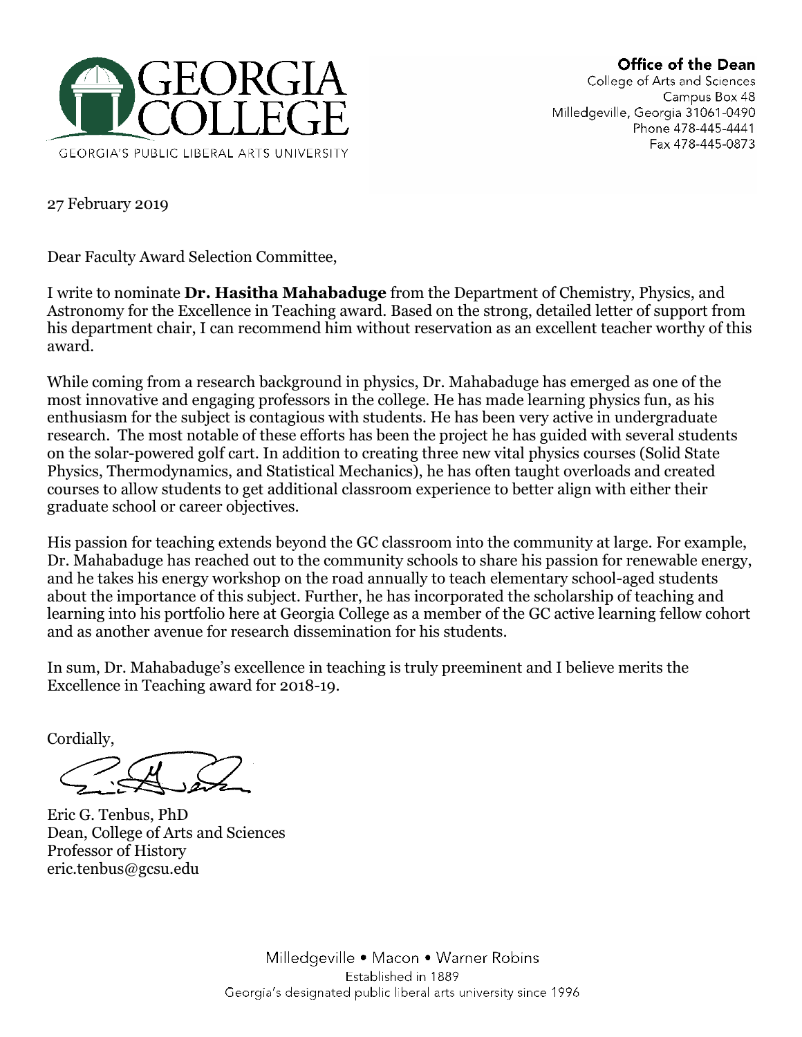**Office of the Dean**
College of Arts and Sciences
Campus Box 48
Milledgeville, Georgia 31061-0490
Phone 478-445-4441
Fax 478-445-0873

GEORGIA COLLEGE
GEORGIA'S PUBLIC LIBERAL ARTS UNIVERSITY

27 February 2019

Dear Faculty Award Selection Committee,

I write to nominate **Dr. Hasitha Mahabaduge** from the Department of Chemistry, Physics, and Astronomy for the Excellence in Teaching award. Based on the strong, detailed letter of support from his department chair, I can recommend him without reservation as an excellent teacher worthy of this award.

While coming from a research background in physics, Dr. Mahabaduge has emerged as one of the most innovative and engaging professors in the college. He has made learning physics fun, as his enthusiasm for the subject is contagious with students. He has been very active in undergraduate research. The most notable of these efforts has been the project he has guided with several students on the solar-powered golf cart. In addition to creating three new vital physics courses (Solid State Physics, Thermodynamics, and Statistical Mechanics), he has often taught overloads and created courses to allow students to get additional classroom experience to better align with either their graduate school or career objectives.

His passion for teaching extends beyond the GC classroom into the community at large. For example, Dr. Mahabaduge has reached out to the community schools to share his passion for renewable energy, and he takes his energy workshop on the road annually to teach elementary school-aged students about the importance of this subject. Further, he has incorporated the scholarship of teaching and learning into his portfolio here at Georgia College as a member of the GC active learning fellow cohort and as another avenue for research dissemination for his students.

In sum, Dr. Mahabaduge's excellence in teaching is truly preeminent and I believe merits the Excellence in Teaching award for 2018-19.

Cordially,

Eric G. Tenbus, PhD
Dean, College of Arts and Sciences
Professor of History
eric.tenbus@gcsu.edu

Milledgeville • Macon • Warner Robins
Established in 1889
Georgia's designated public liberal arts university since 1996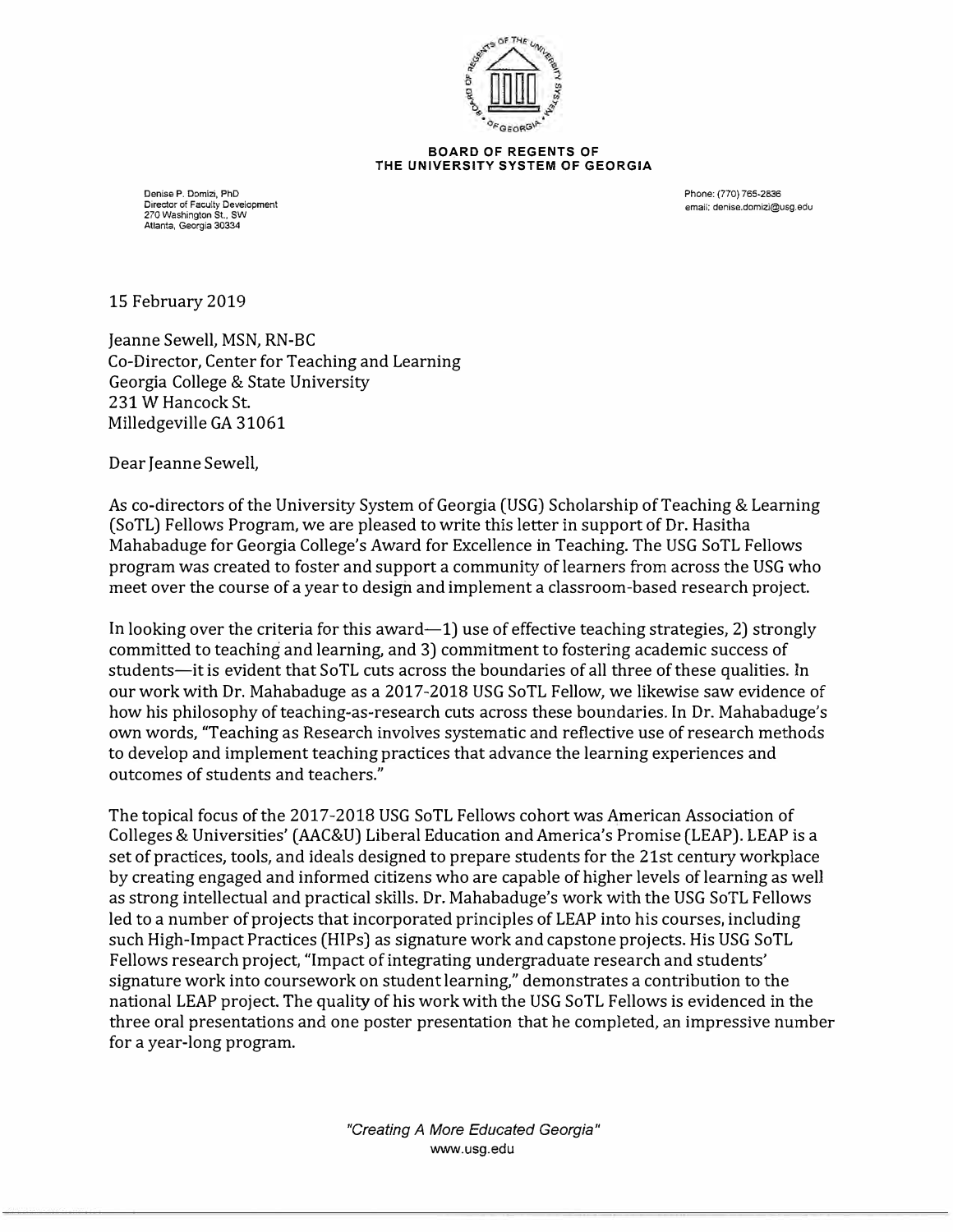**BOARD OF REGENTS OF THE UNIVERSITY SYSTEM OF GEORGIA**

Denise P. Domizi, PhD
Director of Faculty Development
270 Washington St., SW
Atlanta, Georgia 30334

Phone: (770) 765-2836
email: denise.domizi@usg.edu

15 February 2019

Jeanne Sewell, MSN, RN-BC
Co-Director, Center for Teaching and Learning
Georgia College & State University
231 W Hancock St.
Milledgeville GA 31061

Dear Jeanne Sewell,

As co-directors of the University System of Georgia (USG) Scholarship of Teaching & Learning (SoTL) Fellows Program, we are pleased to write this letter in support of Dr. Hasitha Mahabaduge for Georgia College's Award for Excellence in Teaching. The USG SoTL Fellows program was created to foster and support a community of learners from across the USG who meet over the course of a year to design and implement a classroom-based research project.

In looking over the criteria for this award—1) use of effective teaching strategies, 2) strongly committed to teaching and learning, and 3) commitment to fostering academic success of students—it is evident that SoTL cuts across the boundaries of all three of these qualities. In our work with Dr. Mahabaduge as a 2017-2018 USG SoTL Fellow, we likewise saw evidence of how his philosophy of teaching-as-research cuts across these boundaries. In Dr. Mahabaduge's own words, "Teaching as Research involves systematic and reflective use of research methods to develop and implement teaching practices that advance the learning experiences and outcomes of students and teachers."

The topical focus of the 2017-2018 USG SoTL Fellows cohort was American Association of Colleges & Universities' (AAC&U) Liberal Education and America's Promise (LEAP). LEAP is a set of practices, tools, and ideals designed to prepare students for the 21st century workplace by creating engaged and informed citizens who are capable of higher levels of learning as well as strong intellectual and practical skills. Dr. Mahabaduge's work with the USG SoTL Fellows led to a number of projects that incorporated principles of LEAP into his courses, including such High-Impact Practices (HIPs) as signature work and capstone projects. His USG SoTL Fellows research project, "Impact of integrating undergraduate research and students' signature work into coursework on student learning," demonstrates a contribution to the national LEAP project. The quality of his work with the USG SoTL Fellows is evidenced in the three oral presentations and one poster presentation that he completed, an impressive number for a year-long program.

*"Creating A More Educated Georgia"*
www.usg.edu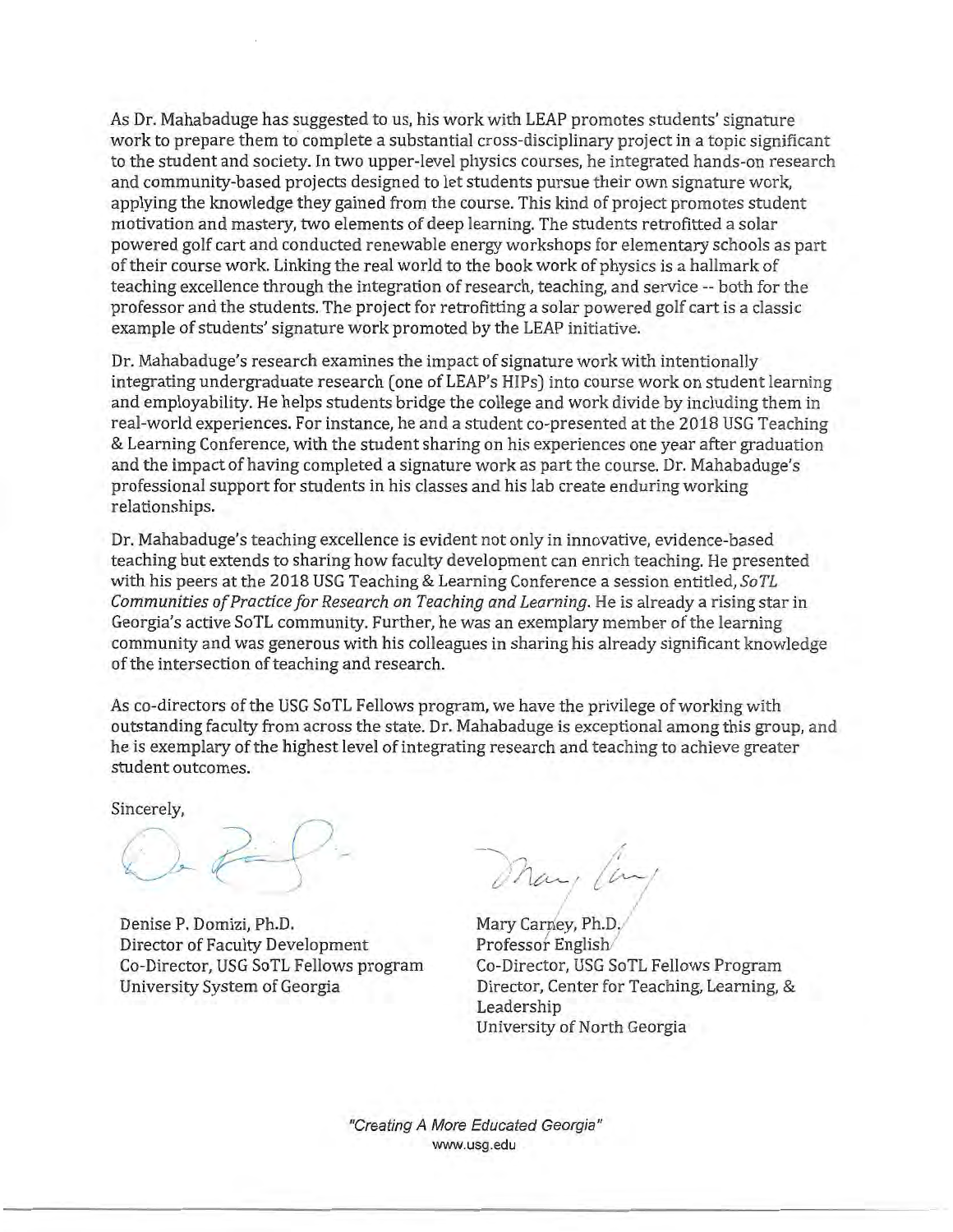As Dr. Mahabaduge has suggested to us, his work with LEAP promotes students' signature work to prepare them to complete a substantial cross-disciplinary project in a topic significant to the student and society. In two upper-level physics courses, he integrated hands-on research and community-based projects designed to let students pursue their own signature work, applying the knowledge they gained from the course. This kind of project promotes student motivation and mastery, two elements of deep learning. The students retrofitted a solar powered golf cart and conducted renewable energy workshops for elementary schools as part of their course work. Linking the real world to the book work of physics is a hallmark of teaching excellence through the integration of research, teaching, and service -- both for the professor and the students. The project for retrofitting a solar powered golf cart is a classic example of students' signature work promoted by the LEAP initiative.

Dr. Mahabaduge's research examines the impact of signature work with intentionally integrating undergraduate research (one of LEAP's HIPs) into course work on student learning and employability. He helps students bridge the college and work divide by including them in real-world experiences. For instance, he and a student co-presented at the 2018 USG Teaching & Learning Conference, with the student sharing on his experiences one year after graduation and the impact of having completed a signature work as part the course. Dr. Mahabaduge's professional support for students in his classes and his lab create enduring working relationships.

Dr. Mahabaduge's teaching excellence is evident not only in innovative, evidence-based teaching but extends to sharing how faculty development can enrich teaching. He presented with his peers at the 2018 USG Teaching & Learning Conference a session entitled, *SoTL Communities of Practice for Research on Teaching and Learning*. He is already a rising star in Georgia's active SoTL community. Further, he was an exemplary member of the learning community and was generous with his colleagues in sharing his already significant knowledge of the intersection of teaching and research.

As co-directors of the USG SoTL Fellows program, we have the privilege of working with outstanding faculty from across the state. Dr. Mahabaduge is exceptional among this group, and he is exemplary of the highest level of integrating research and teaching to achieve greater student outcomes.

Sincerely,

Denise P. Domizi, Ph.D.
Director of Faculty Development
Co-Director, USG SoTL Fellows program
University System of Georgia

Mary Carney, Ph.D.
Professor English
Co-Director, USG SoTL Fellows Program
Director, Center for Teaching, Learning, & Leadership
University of North Georgia

*"Creating A More Educated Georgia"*
www.usg.edu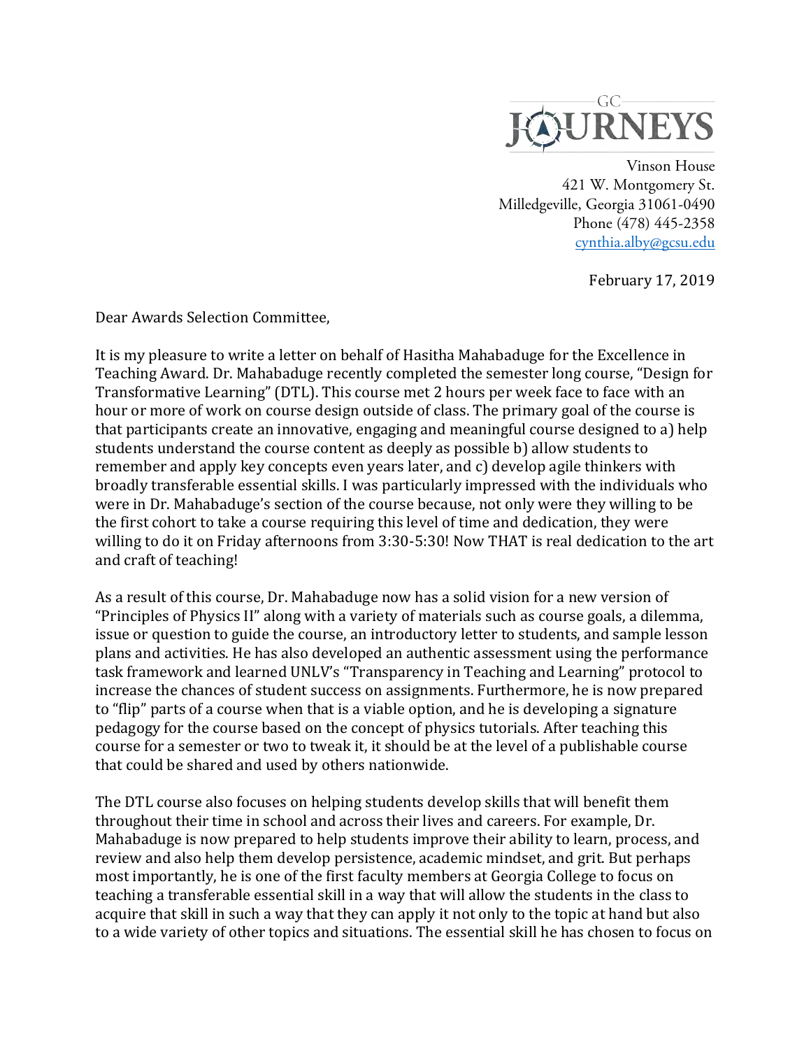GC JOURNEYS

Vinson House
421 W. Montgomery St.
Milledgeville, Georgia 31061-0490
Phone (478) 445-2358
cynthia.alby@gcsu.edu

February 17, 2019

Dear Awards Selection Committee,

It is my pleasure to write a letter on behalf of Hasitha Mahabaduge for the Excellence in Teaching Award. Dr. Mahabaduge recently completed the semester long course, "Design for Transformative Learning" (DTL). This course met 2 hours per week face to face with an hour or more of work on course design outside of class. The primary goal of the course is that participants create an innovative, engaging and meaningful course designed to a) help students understand the course content as deeply as possible b) allow students to remember and apply key concepts even years later, and c) develop agile thinkers with broadly transferable essential skills. I was particularly impressed with the individuals who were in Dr. Mahabaduge's section of the course because, not only were they willing to be the first cohort to take a course requiring this level of time and dedication, they were willing to do it on Friday afternoons from 3:30-5:30! Now THAT is real dedication to the art and craft of teaching!

As a result of this course, Dr. Mahabaduge now has a solid vision for a new version of "Principles of Physics II" along with a variety of materials such as course goals, a dilemma, issue or question to guide the course, an introductory letter to students, and sample lesson plans and activities. He has also developed an authentic assessment using the performance task framework and learned UNLV's "Transparency in Teaching and Learning" protocol to increase the chances of student success on assignments. Furthermore, he is now prepared to "flip" parts of a course when that is a viable option, and he is developing a signature pedagogy for the course based on the concept of physics tutorials. After teaching this course for a semester or two to tweak it, it should be at the level of a publishable course that could be shared and used by others nationwide.

The DTL course also focuses on helping students develop skills that will benefit them throughout their time in school and across their lives and careers. For example, Dr. Mahabaduge is now prepared to help students improve their ability to learn, process, and review and also help them develop persistence, academic mindset, and grit. But perhaps most importantly, he is one of the first faculty members at Georgia College to focus on teaching a transferable essential skill in a way that will allow the students in the class to acquire that skill in such a way that they can apply it not only to the topic at hand but also to a wide variety of other topics and situations. The essential skill he has chosen to focus on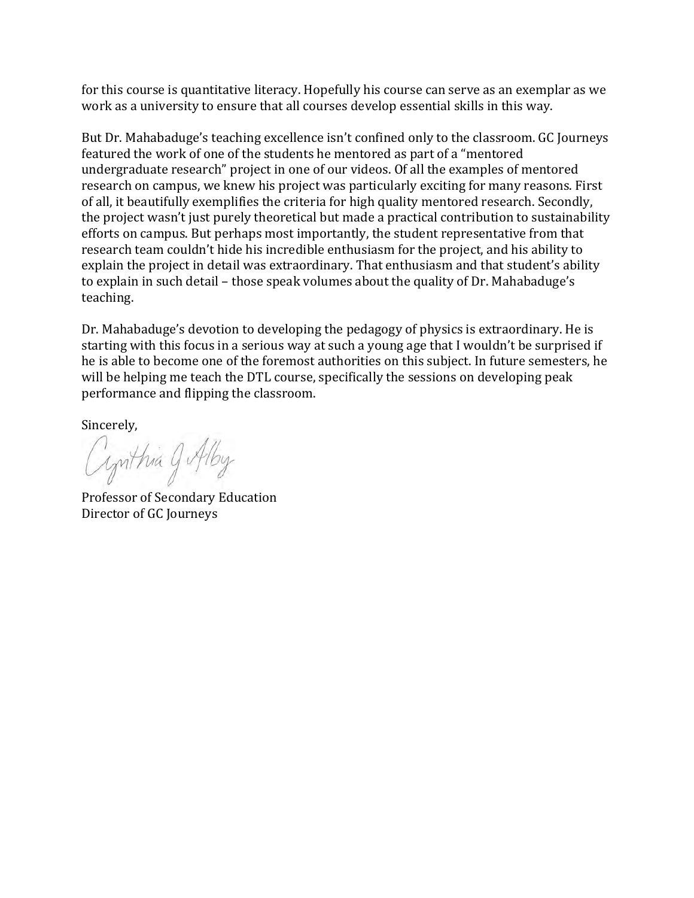for this course is quantitative literacy. Hopefully his course can serve as an exemplar as we work as a university to ensure that all courses develop essential skills in this way.

But Dr. Mahabaduge's teaching excellence isn't confined only to the classroom. GC Journeys featured the work of one of the students he mentored as part of a "mentored undergraduate research" project in one of our videos. Of all the examples of mentored research on campus, we knew his project was particularly exciting for many reasons. First of all, it beautifully exemplifies the criteria for high quality mentored research. Secondly, the project wasn't just purely theoretical but made a practical contribution to sustainability efforts on campus. But perhaps most importantly, the student representative from that research team couldn't hide his incredible enthusiasm for the project, and his ability to explain the project in detail was extraordinary. That enthusiasm and that student's ability to explain in such detail – those speak volumes about the quality of Dr. Mahabaduge's teaching.

Dr. Mahabaduge's devotion to developing the pedagogy of physics is extraordinary. He is starting with this focus in a serious way at such a young age that I wouldn't be surprised if he is able to become one of the foremost authorities on this subject. In future semesters, he will be helping me teach the DTL course, specifically the sessions on developing peak performance and flipping the classroom.

Sincerely,

Cynthia J. Alby

Professor of Secondary Education
Director of GC Journeys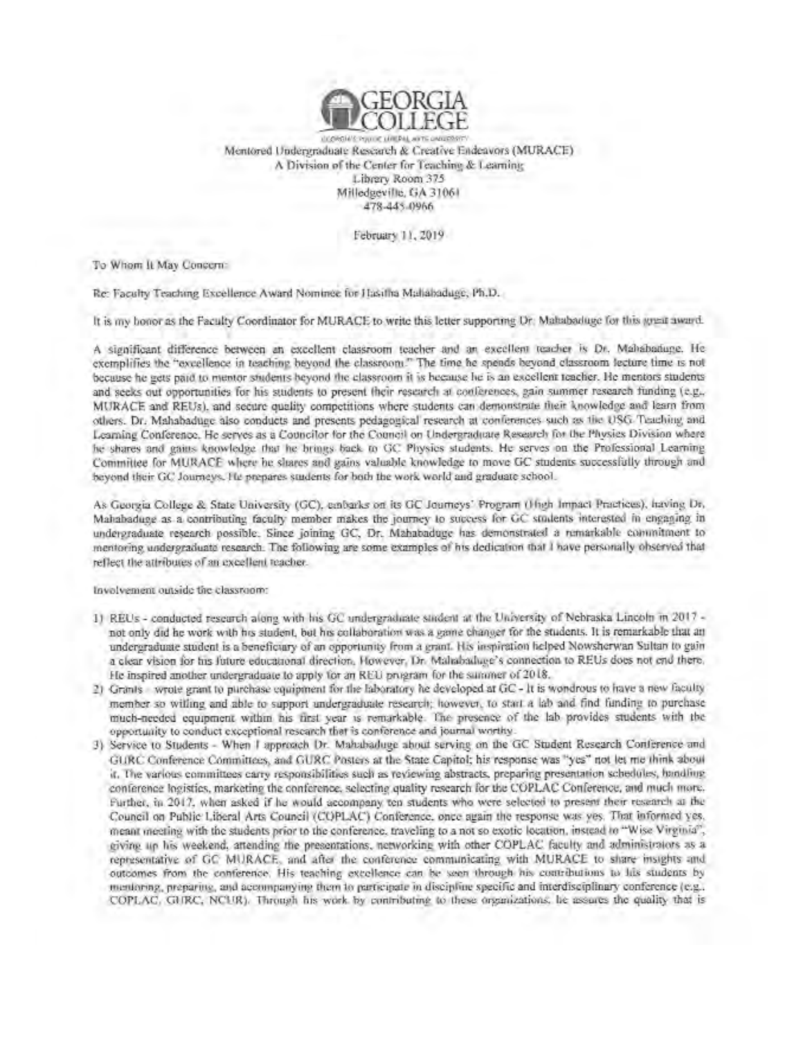GEORGIA COLLEGE

GEORGIA'S PUBLIC LIBERAL ARTS UNIVERSITY

Mentored Undergraduate Research & Creative Endeavors (MURACE)
A Division of the Center for Teaching & Learning
Library Room 375
Milledgeville, GA 31061
478-445-0966

February 11, 2019

To Whom It May Concern:

Re: Faculty Teaching Excellence Award Nominee for Hasitha Mahabaduge, Ph.D.

It is my honor as the Faculty Coordinator for MURACE to write this letter supporting Dr. Mahabaduge for this great award.

A significant difference between an excellent classroom teacher and an excellent teacher is Dr. Mahabaduge. He exemplifies the "excellence in teaching beyond the classroom." The time he spends beyond classroom lecture time is not because he gets paid to mentor students beyond the classroom it is because he is an excellent teacher. He mentors students and seeks out opportunities for his students to present their research at conferences, gain summer research funding (e.g., MURACE and REUs), and secure quality competitions where students can demonstrate their knowledge and learn from others. Dr. Mahabaduge also conducts and presents pedagogical research at conferences such as the USG Teaching and Learning Conference. He serves as a Councilor for the Council on Undergraduate Research for the Physics Division where he shares and gains knowledge that he brings back to GC Physics students. He serves on the Professional Learning Committee for MURACE where he shares and gains valuable knowledge to move GC students successfully through and beyond their GC Journeys. He prepares students for both the work world and graduate school.

As Georgia College & State University (GC), embarks on its GC Journeys' Program (High Impact Practices), having Dr. Mahabaduge as a contributing faculty member makes the journey to success for GC students interested in engaging in undergraduate research possible. Since joining GC, Dr. Mahabaduge has demonstrated a remarkable commitment to mentoring undergraduate research. The following are some examples of his dedication that I have personally observed that reflect the attributes of an excellent teacher.

Involvement outside the classroom:

1) REUs - conducted research along with his GC undergraduate student at the University of Nebraska Lincoln in 2017 - not only did he work with his student, but his collaboration was a game changer for the students. It is remarkable that an undergraduate student is a beneficiary of an opportunity from a grant. His inspiration helped Nowsherwan Sultan to gain a clear vision for his future educational direction. However, Dr. Mahabaduge's connection to REUs does not end there. He inspired another undergraduate to apply for an REU program for the summer of 2018.
2) Grants - wrote grant to purchase equipment for the laboratory he developed at GC - It is wondrous to have a new faculty member so willing and able to support undergraduate research; however, to start a lab and find funding to purchase much-needed equipment within his first year is remarkable. The presence of the lab provides students with the opportunity to conduct exceptional research that is conference and journal worthy.
3) Service to Students - When I approach Dr. Mahabaduge about serving on the GC Student Research Conference and GURC Conference Committees, and GURC Posters at the State Capitol; his response was "yes" not let me think about it. The various committees carry responsibilities such as reviewing abstracts, preparing presentation schedules, handling conference logistics, marketing the conference, selecting quality research for the COPLAC Conference, and much more. Further, in 2017, when asked if he would accompany ten students who were selected to present their research at the Council on Public Liberal Arts Council (COPLAC) Conference, once again the response was yes. That informed yes, meant meeting with the students prior to the conference, traveling to a not so exotic location, instead to "Wise Virginia", giving up his weekend, attending the presentations, networking with other COPLAC faculty and administrators as a representative of GC MURACE, and after the conference communicating with MURACE to share insights and outcomes from the conference. His teaching excellence can be seen through his contributions to his students by mentoring, preparing, and accompanying them to participate in discipline specific and interdisciplinary conference (e.g., COPLAC, GURC, NCUR). Through his work by contributing to these organizations, he assures the quality that is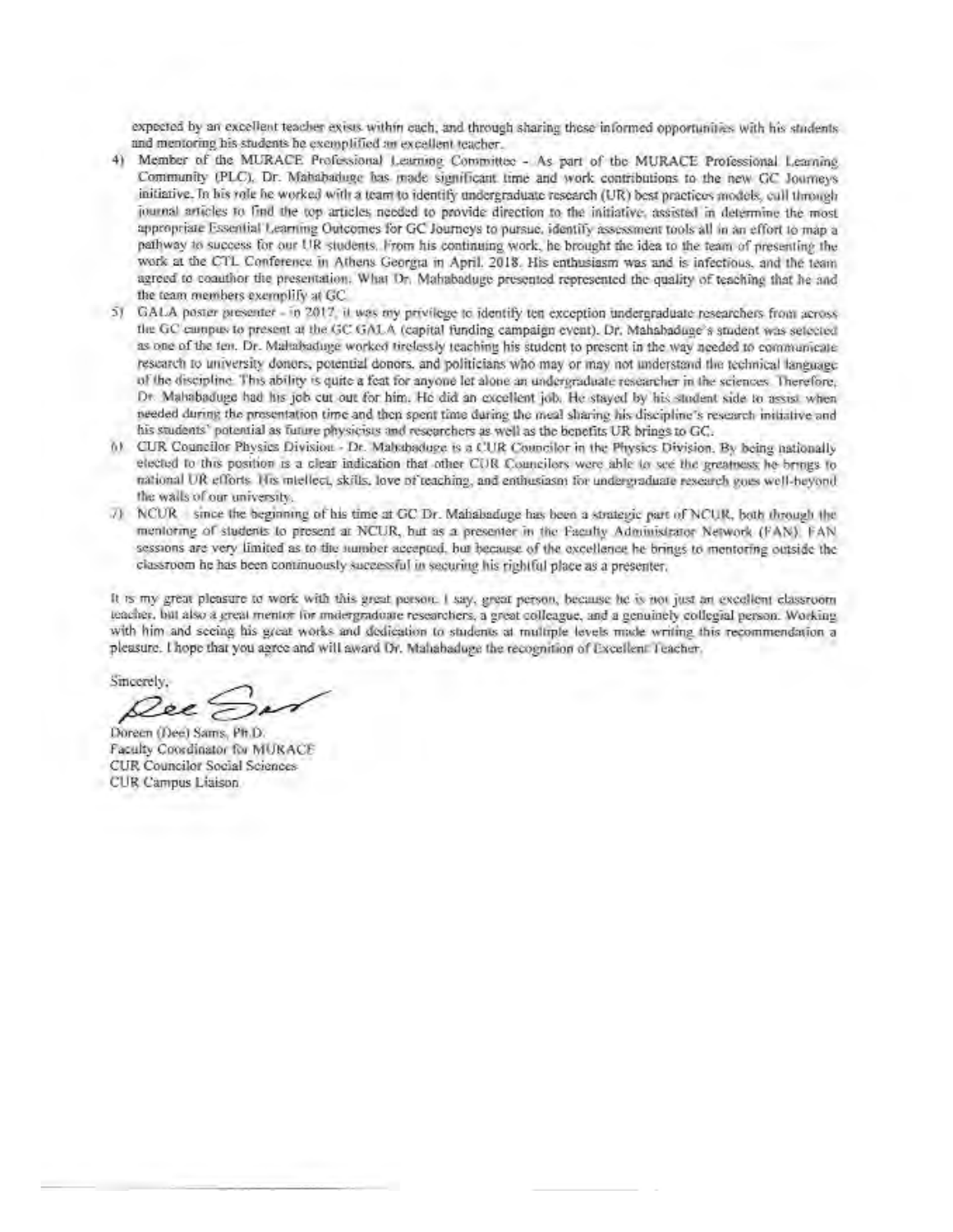expected by an excellent teacher exists within each, and through sharing these informed opportunities with his students and mentoring his students he exemplified an excellent teacher.

4) Member of the MURACE Professional Learning Committee - As part of the MURACE Professional Learning Community (PLC), Dr. Mahabaduge has made significant time and work contributions to the new GC Journeys initiative. In his role he worked with a team to identify undergraduate research (UR) best practices models, cull through journal articles to find the top articles needed to provide direction to the initiative, assisted in determine the most appropriate Essential Learning Outcomes for GC Journeys to pursue, identify assessment tools all in an effort to map a pathway to success for our UR students. From his continuing work, he brought the idea to the team of presenting the work at the CTL Conference in Athens Georgia in April. 2018. His enthusiasm was and is infectious, and the team agreed to coauthor the presentation. What Dr. Mahabaduge presented represented the quality of teaching that he and the team members exemplify at GC.
5) GALA poster presenter - In 2017, it was my privilege to identify ten exception undergraduate researchers from across the GC campus to present at the GC GALA (capital funding campaign event). Dr. Mahabaduge's student was selected as one of the ten. Dr. Mahabaduge worked tirelessly teaching his student to present in the way needed to communicate research to university donors, potential donors, and politicians who may or may not understand the technical language of the discipline. This ability is quite a feat for anyone let alone an undergraduate researcher in the sciences. Therefore, Dr. Mahabaduge had his job cut out for him. He did an excellent job. He stayed by his student side to assist when needed during the presentation time and then spent time during the meal sharing his discipline's research initiative and his students' potential as future physicists and researchers as well as the benefits UR brings to GC.
6) CUR Councilor Physics Division - Dr. Mahabaduge is a CUR Councilor in the Physics Division. By being nationally elected to this position is a clear indication that other CUR Councilors were able to see the greatness he brings to national UR efforts. His intellect, skills, love of teaching, and enthusiasm for undergraduate research goes well-beyond the walls of our university.
7) NCUR - since the beginning of his time at GC Dr. Mahabaduge has been a strategic part of NCUR, both through the mentoring of students to present at NCUR, but as a presenter in the Faculty Administrator Network (FAN). FAN sessions are very limited as to the number accepted, but because of the excellence he brings to mentoring outside the classroom he has been continuously successful in securing his rightful place as a presenter.

It is my great pleasure to work with this great person. I say, great person, because he is not just an excellent classroom teacher, but also a great mentor for undergraduate researchers, a great colleague, and a genuinely collegial person. Working with him and seeing his great works and dedication to students at multiple levels made writing this recommendation a pleasure. I hope that you agree and will award Dr. Mahabaduge the recognition of Excellent Teacher.

Sincerely,

Doreen (Dee) Sams, Ph.D.
Faculty Coordinator for MURACE
CUR Councilor Social Sciences
CUR Campus Liaison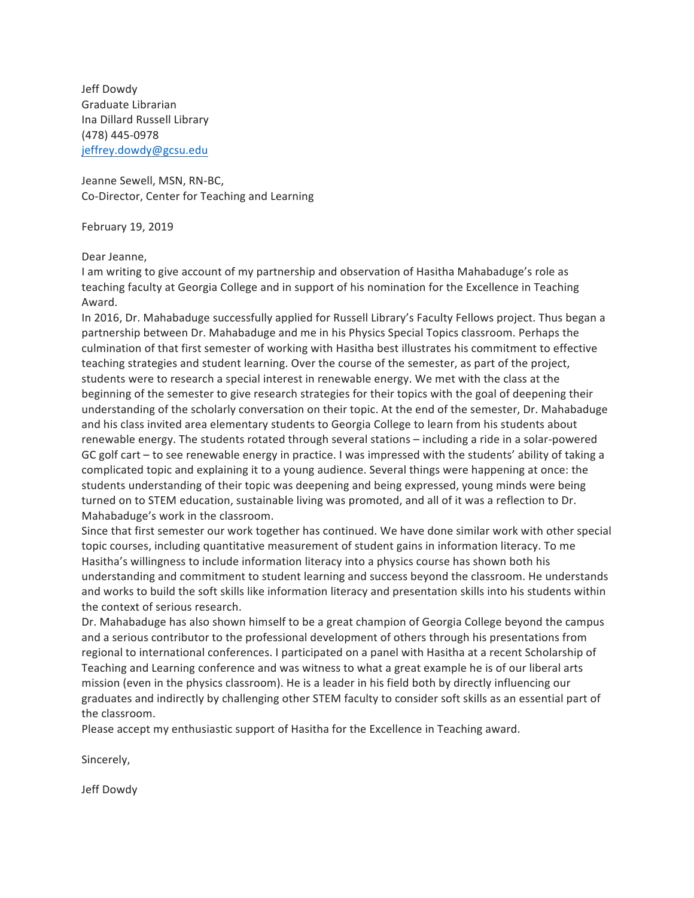Jeff Dowdy
Graduate Librarian
Ina Dillard Russell Library
(478) 445-0978
jeffrey.dowdy@gcsu.edu

Jeanne Sewell, MSN, RN-BC,
Co-Director, Center for Teaching and Learning

February 19, 2019

Dear Jeanne,

I am writing to give account of my partnership and observation of Hasitha Mahabaduge's role as teaching faculty at Georgia College and in support of his nomination for the Excellence in Teaching Award.

In 2016, Dr. Mahabaduge successfully applied for Russell Library's Faculty Fellows project. Thus began a partnership between Dr. Mahabaduge and me in his Physics Special Topics classroom. Perhaps the culmination of that first semester of working with Hasitha best illustrates his commitment to effective teaching strategies and student learning. Over the course of the semester, as part of the project, students were to research a special interest in renewable energy. We met with the class at the beginning of the semester to give research strategies for their topics with the goal of deepening their understanding of the scholarly conversation on their topic. At the end of the semester, Dr. Mahabaduge and his class invited area elementary students to Georgia College to learn from his students about renewable energy. The students rotated through several stations – including a ride in a solar-powered GC golf cart – to see renewable energy in practice. I was impressed with the students' ability of taking a complicated topic and explaining it to a young audience. Several things were happening at once: the students understanding of their topic was deepening and being expressed, young minds were being turned on to STEM education, sustainable living was promoted, and all of it was a reflection to Dr. Mahabaduge's work in the classroom.

Since that first semester our work together has continued. We have done similar work with other special topic courses, including quantitative measurement of student gains in information literacy. To me Hasitha's willingness to include information literacy into a physics course has shown both his understanding and commitment to student learning and success beyond the classroom. He understands and works to build the soft skills like information literacy and presentation skills into his students within the context of serious research.

Dr. Mahabaduge has also shown himself to be a great champion of Georgia College beyond the campus and a serious contributor to the professional development of others through his presentations from regional to international conferences. I participated on a panel with Hasitha at a recent Scholarship of Teaching and Learning conference and was witness to what a great example he is of our liberal arts mission (even in the physics classroom). He is a leader in his field both by directly influencing our graduates and indirectly by challenging other STEM faculty to consider soft skills as an essential part of the classroom.

Please accept my enthusiastic support of Hasitha for the Excellence in Teaching award.

Sincerely,

Jeff Dowdy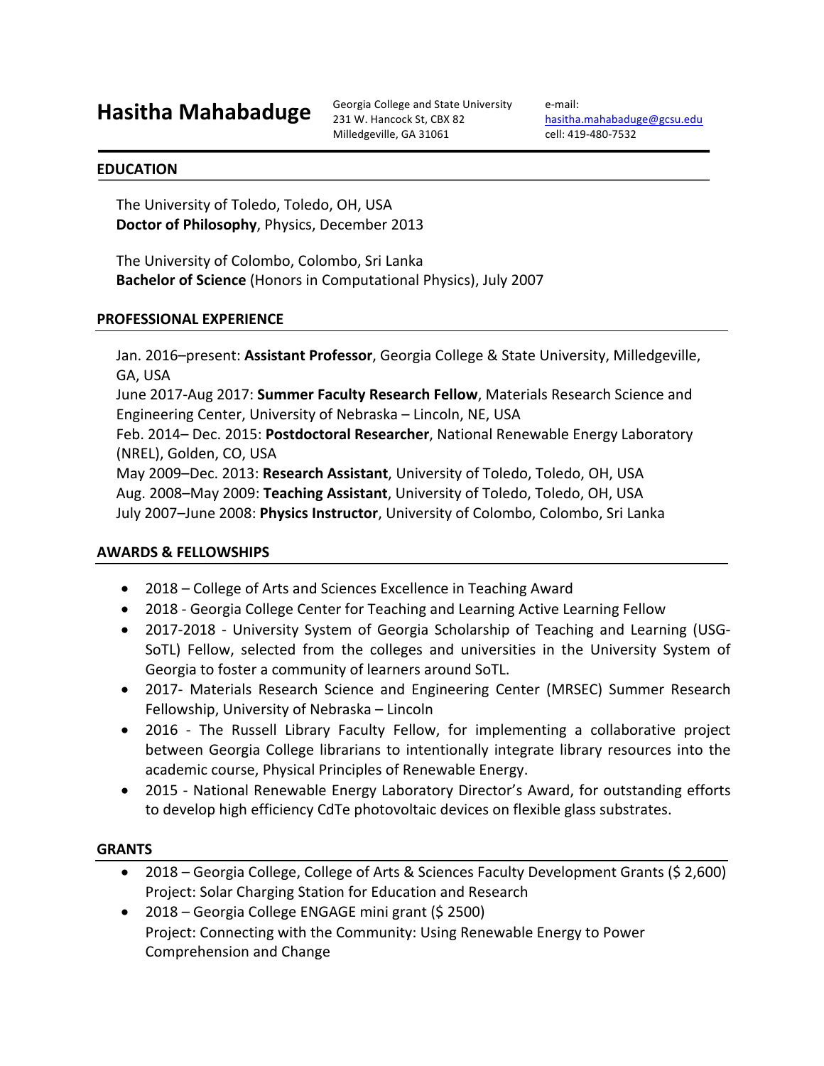# Hasitha Mahabaduge

Georgia College and State University
231 W. Hancock St, CBX 82
Milledgeville, GA 31061

e-mail:
hasitha.mahabaduge@gcsu.edu
cell: 419-480-7532

## EDUCATION

The University of Toledo, Toledo, OH, USA
**Doctor of Philosophy**, Physics, December 2013

The University of Colombo, Colombo, Sri Lanka
**Bachelor of Science** (Honors in Computational Physics), July 2007

## PROFESSIONAL EXPERIENCE

Jan. 2016–present: **Assistant Professor**, Georgia College & State University, Milledgeville, GA, USA
June 2017-Aug 2017: **Summer Faculty Research Fellow**, Materials Research Science and Engineering Center, University of Nebraska – Lincoln, NE, USA
Feb. 2014– Dec. 2015: **Postdoctoral Researcher**, National Renewable Energy Laboratory (NREL), Golden, CO, USA
May 2009–Dec. 2013: **Research Assistant**, University of Toledo, Toledo, OH, USA
Aug. 2008–May 2009: **Teaching Assistant**, University of Toledo, Toledo, OH, USA
July 2007–June 2008: **Physics Instructor**, University of Colombo, Colombo, Sri Lanka

## AWARDS & FELLOWSHIPS

- 2018 – College of Arts and Sciences Excellence in Teaching Award
- 2018 - Georgia College Center for Teaching and Learning Active Learning Fellow
- 2017-2018 - University System of Georgia Scholarship of Teaching and Learning (USG-SoTL) Fellow, selected from the colleges and universities in the University System of Georgia to foster a community of learners around SoTL.
- 2017- Materials Research Science and Engineering Center (MRSEC) Summer Research Fellowship, University of Nebraska – Lincoln
- 2016 - The Russell Library Faculty Fellow, for implementing a collaborative project between Georgia College librarians to intentionally integrate library resources into the academic course, Physical Principles of Renewable Energy.
- 2015 - National Renewable Energy Laboratory Director's Award, for outstanding efforts to develop high efficiency CdTe photovoltaic devices on flexible glass substrates.

## GRANTS

- 2018 – Georgia College, College of Arts & Sciences Faculty Development Grants ($ 2,600)
  Project: Solar Charging Station for Education and Research
- 2018 – Georgia College ENGAGE mini grant ($ 2500)
  Project: Connecting with the Community: Using Renewable Energy to Power Comprehension and Change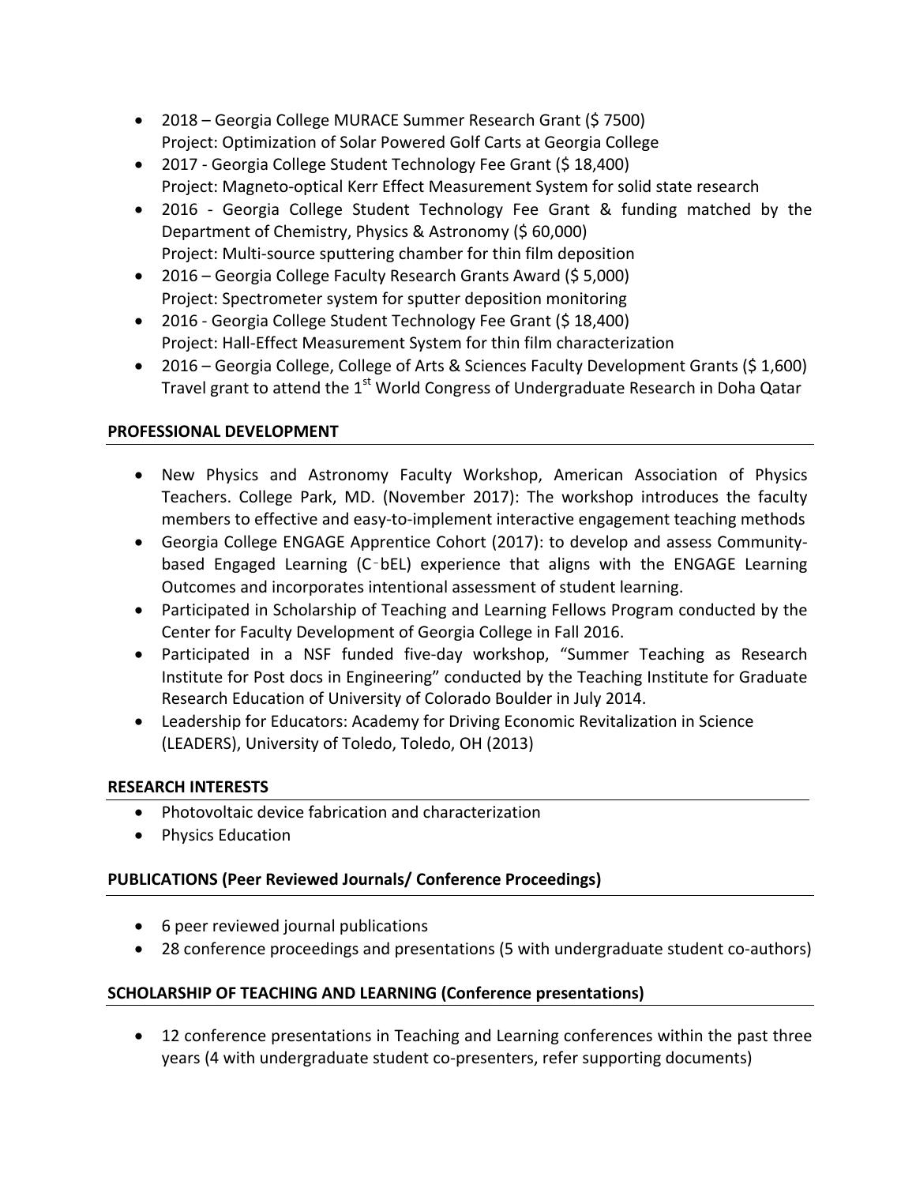- 2018 – Georgia College MURACE Summer Research Grant ($ 7500)
  Project: Optimization of Solar Powered Golf Carts at Georgia College
- 2017 - Georgia College Student Technology Fee Grant ($ 18,400)
  Project: Magneto-optical Kerr Effect Measurement System for solid state research
- 2016 - Georgia College Student Technology Fee Grant & funding matched by the Department of Chemistry, Physics & Astronomy ($ 60,000)
  Project: Multi-source sputtering chamber for thin film deposition
- 2016 – Georgia College Faculty Research Grants Award ($ 5,000)
  Project: Spectrometer system for sputter deposition monitoring
- 2016 - Georgia College Student Technology Fee Grant ($ 18,400)
  Project: Hall-Effect Measurement System for thin film characterization
- 2016 – Georgia College, College of Arts & Sciences Faculty Development Grants ($ 1,600)
  Travel grant to attend the 1st World Congress of Undergraduate Research in Doha Qatar

**PROFESSIONAL DEVELOPMENT**

- New Physics and Astronomy Faculty Workshop, American Association of Physics Teachers. College Park, MD. (November 2017): The workshop introduces the faculty members to effective and easy-to-implement interactive engagement teaching methods
- Georgia College ENGAGE Apprentice Cohort (2017): to develop and assess Community-based Engaged Learning (C‑bEL) experience that aligns with the ENGAGE Learning Outcomes and incorporates intentional assessment of student learning.
- Participated in Scholarship of Teaching and Learning Fellows Program conducted by the Center for Faculty Development of Georgia College in Fall 2016.
- Participated in a NSF funded five-day workshop, "Summer Teaching as Research Institute for Post docs in Engineering" conducted by the Teaching Institute for Graduate Research Education of University of Colorado Boulder in July 2014.
- Leadership for Educators: Academy for Driving Economic Revitalization in Science (LEADERS), University of Toledo, Toledo, OH (2013)

**RESEARCH INTERESTS**

- Photovoltaic device fabrication and characterization
- Physics Education

**PUBLICATIONS (Peer Reviewed Journals/ Conference Proceedings)**

- 6 peer reviewed journal publications
- 28 conference proceedings and presentations (5 with undergraduate student co-authors)

**SCHOLARSHIP OF TEACHING AND LEARNING (Conference presentations)**

- 12 conference presentations in Teaching and Learning conferences within the past three years (4 with undergraduate student co-presenters, refer supporting documents)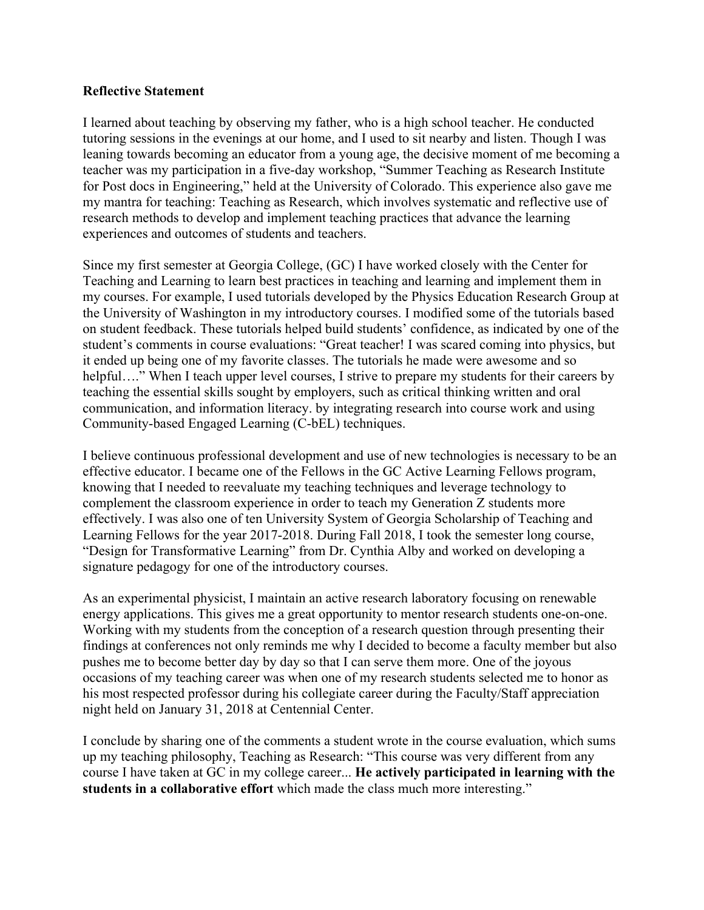**Reflective Statement**

I learned about teaching by observing my father, who is a high school teacher. He conducted tutoring sessions in the evenings at our home, and I used to sit nearby and listen. Though I was leaning towards becoming an educator from a young age, the decisive moment of me becoming a teacher was my participation in a five-day workshop, "Summer Teaching as Research Institute for Post docs in Engineering," held at the University of Colorado. This experience also gave me my mantra for teaching: Teaching as Research, which involves systematic and reflective use of research methods to develop and implement teaching practices that advance the learning experiences and outcomes of students and teachers.

Since my first semester at Georgia College, (GC) I have worked closely with the Center for Teaching and Learning to learn best practices in teaching and learning and implement them in my courses. For example, I used tutorials developed by the Physics Education Research Group at the University of Washington in my introductory courses. I modified some of the tutorials based on student feedback. These tutorials helped build students' confidence, as indicated by one of the student's comments in course evaluations: "Great teacher! I was scared coming into physics, but it ended up being one of my favorite classes. The tutorials he made were awesome and so helpful…." When I teach upper level courses, I strive to prepare my students for their careers by teaching the essential skills sought by employers, such as critical thinking written and oral communication, and information literacy. by integrating research into course work and using Community-based Engaged Learning (C-bEL) techniques.

I believe continuous professional development and use of new technologies is necessary to be an effective educator. I became one of the Fellows in the GC Active Learning Fellows program, knowing that I needed to reevaluate my teaching techniques and leverage technology to complement the classroom experience in order to teach my Generation Z students more effectively. I was also one of ten University System of Georgia Scholarship of Teaching and Learning Fellows for the year 2017-2018. During Fall 2018, I took the semester long course, "Design for Transformative Learning" from Dr. Cynthia Alby and worked on developing a signature pedagogy for one of the introductory courses.

As an experimental physicist, I maintain an active research laboratory focusing on renewable energy applications. This gives me a great opportunity to mentor research students one-on-one. Working with my students from the conception of a research question through presenting their findings at conferences not only reminds me why I decided to become a faculty member but also pushes me to become better day by day so that I can serve them more. One of the joyous occasions of my teaching career was when one of my research students selected me to honor as his most respected professor during his collegiate career during the Faculty/Staff appreciation night held on January 31, 2018 at Centennial Center.

I conclude by sharing one of the comments a student wrote in the course evaluation, which sums up my teaching philosophy, Teaching as Research: "This course was very different from any course I have taken at GC in my college career... **He actively participated in learning with the students in a collaborative effort** which made the class much more interesting."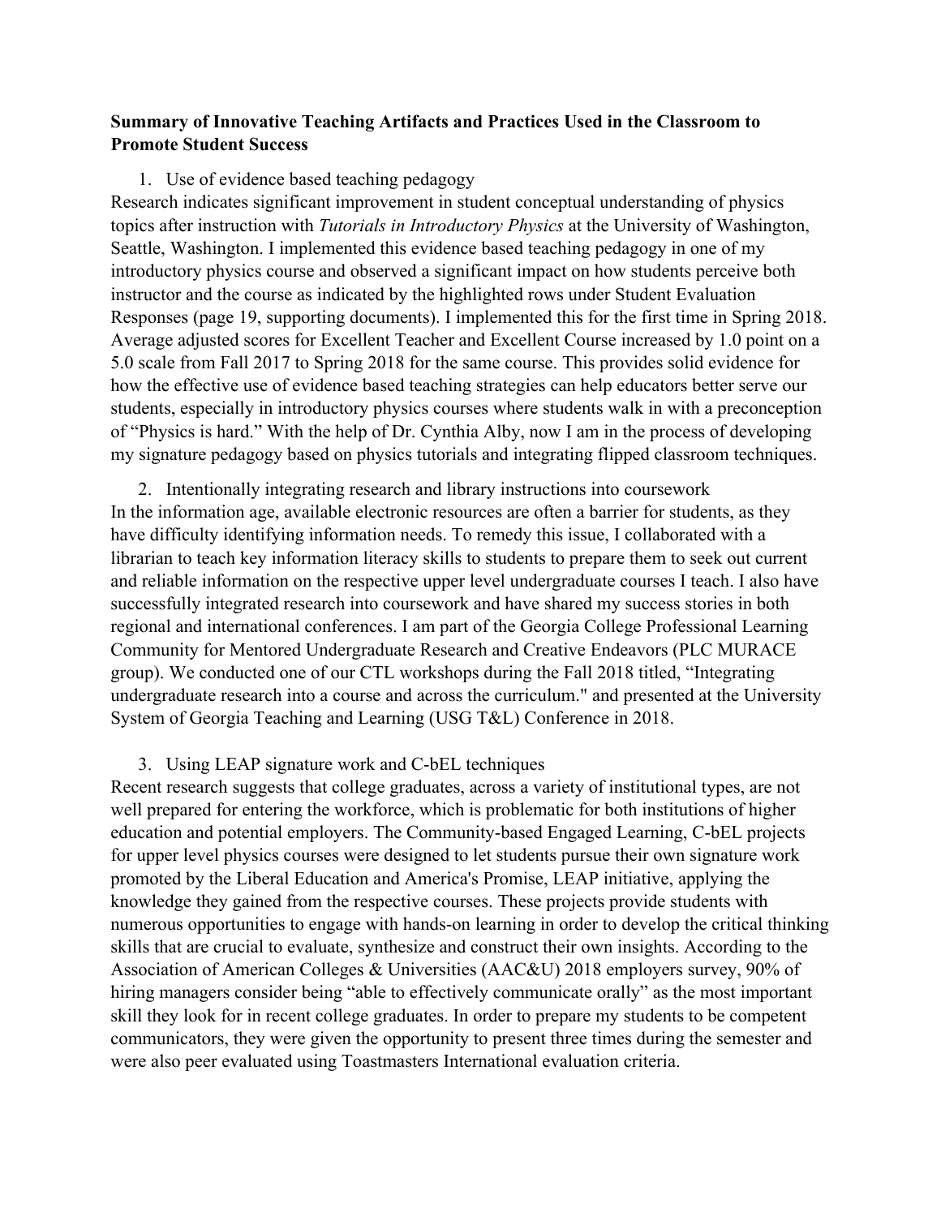**Summary of Innovative Teaching Artifacts and Practices Used in the Classroom to Promote Student Success**

1. Use of evidence based teaching pedagogy

Research indicates significant improvement in student conceptual understanding of physics topics after instruction with *Tutorials in Introductory Physics* at the University of Washington, Seattle, Washington. I implemented this evidence based teaching pedagogy in one of my introductory physics course and observed a significant impact on how students perceive both instructor and the course as indicated by the highlighted rows under Student Evaluation Responses (page 19, supporting documents). I implemented this for the first time in Spring 2018. Average adjusted scores for Excellent Teacher and Excellent Course increased by 1.0 point on a 5.0 scale from Fall 2017 to Spring 2018 for the same course. This provides solid evidence for how the effective use of evidence based teaching strategies can help educators better serve our students, especially in introductory physics courses where students walk in with a preconception of "Physics is hard." With the help of Dr. Cynthia Alby, now I am in the process of developing my signature pedagogy based on physics tutorials and integrating flipped classroom techniques.

2. Intentionally integrating research and library instructions into coursework

In the information age, available electronic resources are often a barrier for students, as they have difficulty identifying information needs. To remedy this issue, I collaborated with a librarian to teach key information literacy skills to students to prepare them to seek out current and reliable information on the respective upper level undergraduate courses I teach. I also have successfully integrated research into coursework and have shared my success stories in both regional and international conferences. I am part of the Georgia College Professional Learning Community for Mentored Undergraduate Research and Creative Endeavors (PLC MURACE group). We conducted one of our CTL workshops during the Fall 2018 titled, "Integrating undergraduate research into a course and across the curriculum." and presented at the University System of Georgia Teaching and Learning (USG T&L) Conference in 2018.

3. Using LEAP signature work and C-bEL techniques

Recent research suggests that college graduates, across a variety of institutional types, are not well prepared for entering the workforce, which is problematic for both institutions of higher education and potential employers. The Community-based Engaged Learning, C-bEL projects for upper level physics courses were designed to let students pursue their own signature work promoted by the Liberal Education and America's Promise, LEAP initiative, applying the knowledge they gained from the respective courses. These projects provide students with numerous opportunities to engage with hands-on learning in order to develop the critical thinking skills that are crucial to evaluate, synthesize and construct their own insights. According to the Association of American Colleges & Universities (AAC&U) 2018 employers survey, 90% of hiring managers consider being "able to effectively communicate orally" as the most important skill they look for in recent college graduates. In order to prepare my students to be competent communicators, they were given the opportunity to present three times during the semester and were also peer evaluated using Toastmasters International evaluation criteria.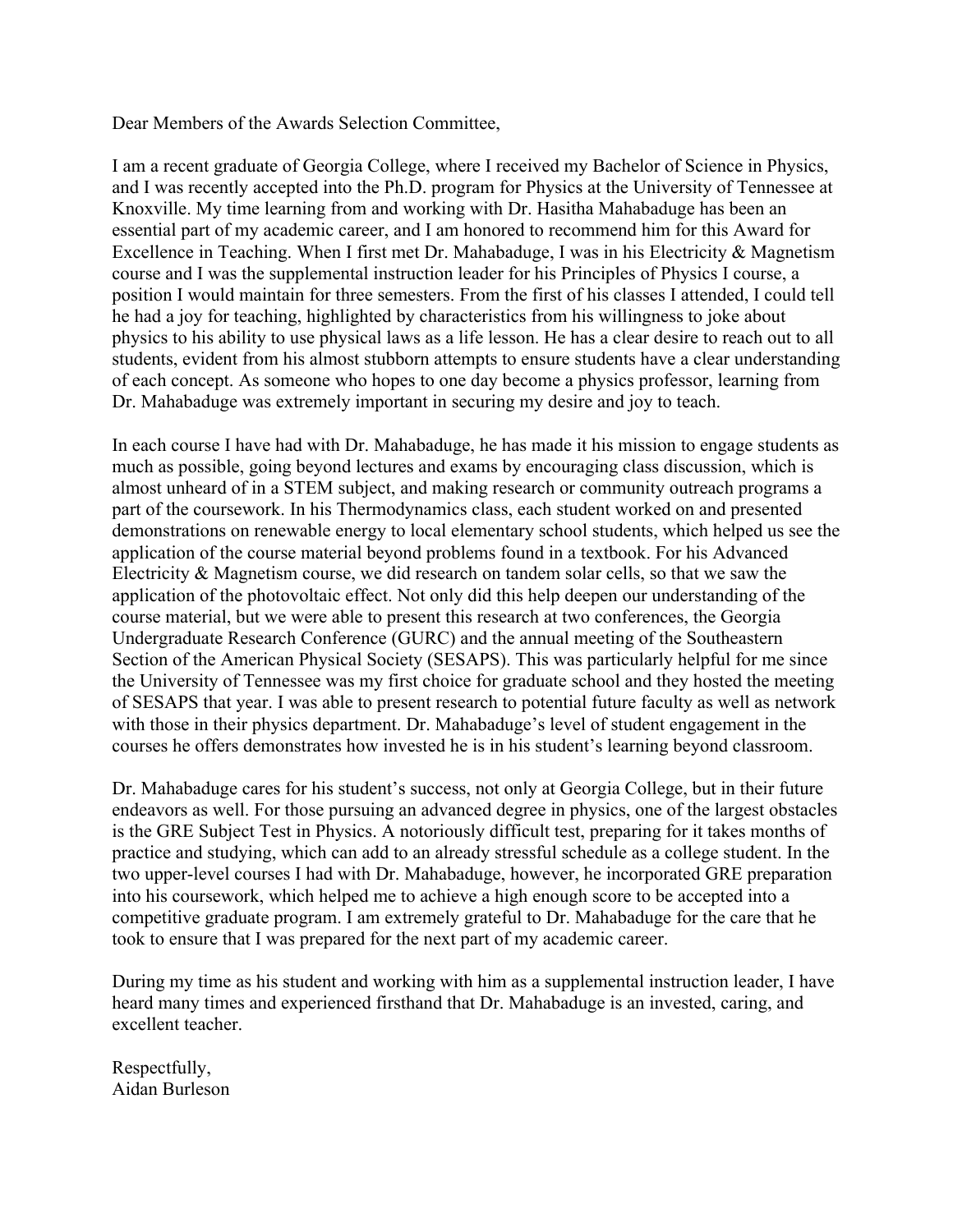Dear Members of the Awards Selection Committee,

I am a recent graduate of Georgia College, where I received my Bachelor of Science in Physics, and I was recently accepted into the Ph.D. program for Physics at the University of Tennessee at Knoxville. My time learning from and working with Dr. Hasitha Mahabaduge has been an essential part of my academic career, and I am honored to recommend him for this Award for Excellence in Teaching. When I first met Dr. Mahabaduge, I was in his Electricity & Magnetism course and I was the supplemental instruction leader for his Principles of Physics I course, a position I would maintain for three semesters. From the first of his classes I attended, I could tell he had a joy for teaching, highlighted by characteristics from his willingness to joke about physics to his ability to use physical laws as a life lesson. He has a clear desire to reach out to all students, evident from his almost stubborn attempts to ensure students have a clear understanding of each concept. As someone who hopes to one day become a physics professor, learning from Dr. Mahabaduge was extremely important in securing my desire and joy to teach.

In each course I have had with Dr. Mahabaduge, he has made it his mission to engage students as much as possible, going beyond lectures and exams by encouraging class discussion, which is almost unheard of in a STEM subject, and making research or community outreach programs a part of the coursework. In his Thermodynamics class, each student worked on and presented demonstrations on renewable energy to local elementary school students, which helped us see the application of the course material beyond problems found in a textbook. For his Advanced Electricity & Magnetism course, we did research on tandem solar cells, so that we saw the application of the photovoltaic effect. Not only did this help deepen our understanding of the course material, but we were able to present this research at two conferences, the Georgia Undergraduate Research Conference (GURC) and the annual meeting of the Southeastern Section of the American Physical Society (SESAPS). This was particularly helpful for me since the University of Tennessee was my first choice for graduate school and they hosted the meeting of SESAPS that year. I was able to present research to potential future faculty as well as network with those in their physics department. Dr. Mahabaduge's level of student engagement in the courses he offers demonstrates how invested he is in his student's learning beyond classroom.

Dr. Mahabaduge cares for his student's success, not only at Georgia College, but in their future endeavors as well. For those pursuing an advanced degree in physics, one of the largest obstacles is the GRE Subject Test in Physics. A notoriously difficult test, preparing for it takes months of practice and studying, which can add to an already stressful schedule as a college student. In the two upper-level courses I had with Dr. Mahabaduge, however, he incorporated GRE preparation into his coursework, which helped me to achieve a high enough score to be accepted into a competitive graduate program. I am extremely grateful to Dr. Mahabaduge for the care that he took to ensure that I was prepared for the next part of my academic career.

During my time as his student and working with him as a supplemental instruction leader, I have heard many times and experienced firsthand that Dr. Mahabaduge is an invested, caring, and excellent teacher.

Respectfully,  
Aidan Burleson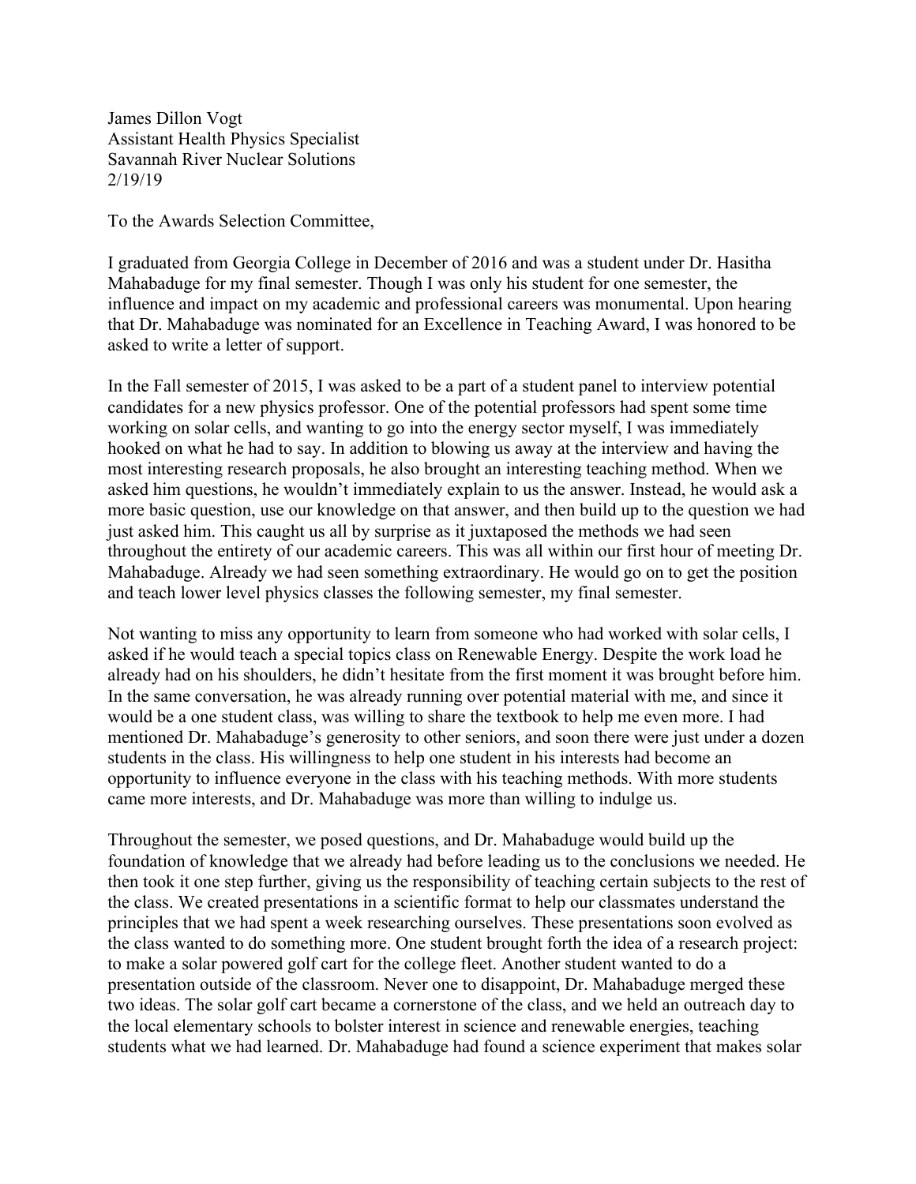James Dillon Vogt
Assistant Health Physics Specialist
Savannah River Nuclear Solutions
2/19/19

To the Awards Selection Committee,

I graduated from Georgia College in December of 2016 and was a student under Dr. Hasitha Mahabaduge for my final semester. Though I was only his student for one semester, the influence and impact on my academic and professional careers was monumental. Upon hearing that Dr. Mahabaduge was nominated for an Excellence in Teaching Award, I was honored to be asked to write a letter of support.

In the Fall semester of 2015, I was asked to be a part of a student panel to interview potential candidates for a new physics professor. One of the potential professors had spent some time working on solar cells, and wanting to go into the energy sector myself, I was immediately hooked on what he had to say. In addition to blowing us away at the interview and having the most interesting research proposals, he also brought an interesting teaching method. When we asked him questions, he wouldn't immediately explain to us the answer. Instead, he would ask a more basic question, use our knowledge on that answer, and then build up to the question we had just asked him. This caught us all by surprise as it juxtaposed the methods we had seen throughout the entirety of our academic careers. This was all within our first hour of meeting Dr. Mahabaduge. Already we had seen something extraordinary. He would go on to get the position and teach lower level physics classes the following semester, my final semester.

Not wanting to miss any opportunity to learn from someone who had worked with solar cells, I asked if he would teach a special topics class on Renewable Energy. Despite the work load he already had on his shoulders, he didn't hesitate from the first moment it was brought before him. In the same conversation, he was already running over potential material with me, and since it would be a one student class, was willing to share the textbook to help me even more. I had mentioned Dr. Mahabaduge's generosity to other seniors, and soon there were just under a dozen students in the class. His willingness to help one student in his interests had become an opportunity to influence everyone in the class with his teaching methods. With more students came more interests, and Dr. Mahabaduge was more than willing to indulge us.

Throughout the semester, we posed questions, and Dr. Mahabaduge would build up the foundation of knowledge that we already had before leading us to the conclusions we needed. He then took it one step further, giving us the responsibility of teaching certain subjects to the rest of the class. We created presentations in a scientific format to help our classmates understand the principles that we had spent a week researching ourselves. These presentations soon evolved as the class wanted to do something more. One student brought forth the idea of a research project: to make a solar powered golf cart for the college fleet. Another student wanted to do a presentation outside of the classroom. Never one to disappoint, Dr. Mahabaduge merged these two ideas. The solar golf cart became a cornerstone of the class, and we held an outreach day to the local elementary schools to bolster interest in science and renewable energies, teaching students what we had learned. Dr. Mahabaduge had found a science experiment that makes solar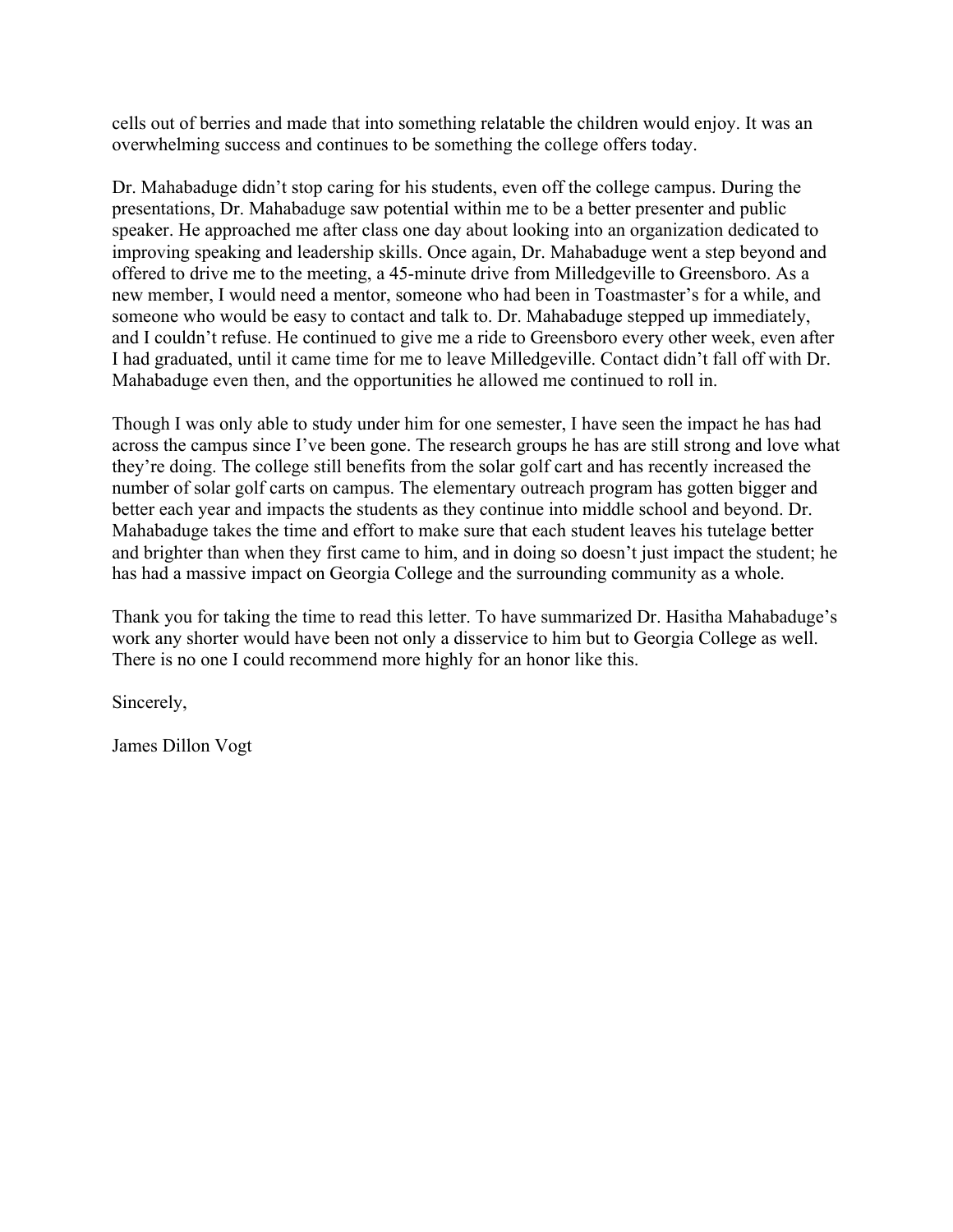cells out of berries and made that into something relatable the children would enjoy. It was an overwhelming success and continues to be something the college offers today.

Dr. Mahabaduge didn't stop caring for his students, even off the college campus. During the presentations, Dr. Mahabaduge saw potential within me to be a better presenter and public speaker. He approached me after class one day about looking into an organization dedicated to improving speaking and leadership skills. Once again, Dr. Mahabaduge went a step beyond and offered to drive me to the meeting, a 45-minute drive from Milledgeville to Greensboro. As a new member, I would need a mentor, someone who had been in Toastmaster's for a while, and someone who would be easy to contact and talk to. Dr. Mahabaduge stepped up immediately, and I couldn't refuse. He continued to give me a ride to Greensboro every other week, even after I had graduated, until it came time for me to leave Milledgeville. Contact didn't fall off with Dr. Mahabaduge even then, and the opportunities he allowed me continued to roll in.

Though I was only able to study under him for one semester, I have seen the impact he has had across the campus since I've been gone. The research groups he has are still strong and love what they're doing. The college still benefits from the solar golf cart and has recently increased the number of solar golf carts on campus. The elementary outreach program has gotten bigger and better each year and impacts the students as they continue into middle school and beyond. Dr. Mahabaduge takes the time and effort to make sure that each student leaves his tutelage better and brighter than when they first came to him, and in doing so doesn't just impact the student; he has had a massive impact on Georgia College and the surrounding community as a whole.

Thank you for taking the time to read this letter. To have summarized Dr. Hasitha Mahabaduge's work any shorter would have been not only a disservice to him but to Georgia College as well. There is no one I could recommend more highly for an honor like this.

Sincerely,

James Dillon Vogt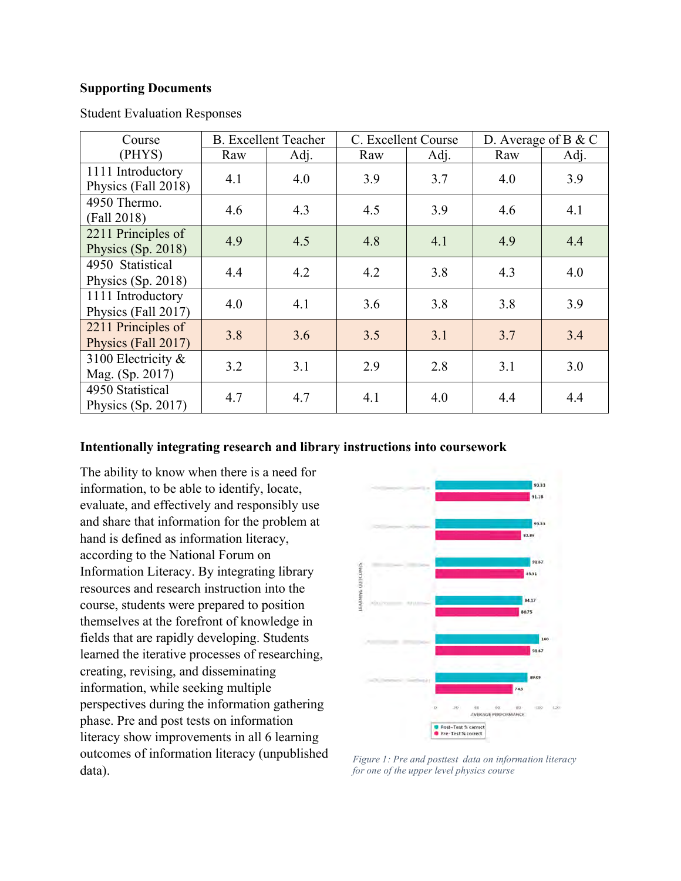**Supporting Documents**

Student Evaluation Responses

| Course (PHYS) | B. Excellent Teacher | | C. Excellent Course | | D. Average of B & C | |
|---|---|---|---|---|---|---|
| | Raw | Adj. | Raw | Adj. | Raw | Adj. |
| 1111 Introductory Physics (Fall 2018) | 4.1 | 4.0 | 3.9 | 3.7 | 4.0 | 3.9 |
| 4950 Thermo. (Fall 2018) | 4.6 | 4.3 | 4.5 | 3.9 | 4.6 | 4.1 |
| 2211 Principles of Physics (Sp. 2018) | 4.9 | 4.5 | 4.8 | 4.1 | 4.9 | 4.4 |
| 4950 Statistical Physics (Sp. 2018) | 4.4 | 4.2 | 4.2 | 3.8 | 4.3 | 4.0 |
| 1111 Introductory Physics (Fall 2017) | 4.0 | 4.1 | 3.6 | 3.8 | 3.8 | 3.9 |
| 2211 Principles of Physics (Fall 2017) | 3.8 | 3.6 | 3.5 | 3.1 | 3.7 | 3.4 |
| 3100 Electricity & Mag. (Sp. 2017) | 3.2 | 3.1 | 2.9 | 2.8 | 3.1 | 3.0 |
| 4950 Statistical Physics (Sp. 2017) | 4.7 | 4.7 | 4.1 | 4.0 | 4.4 | 4.4 |

**Intentionally integrating research and library instructions into coursework**

The ability to know when there is a need for information, to be able to identify, locate, evaluate, and effectively and responsibly use and share that information for the problem at hand is defined as information literacy, according to the National Forum on Information Literacy. By integrating library resources and research instruction into the course, students were prepared to position themselves at the forefront of knowledge in fields that are rapidly developing. Students learned the iterative processes of researching, creating, revising, and disseminating information, while seeking multiple perspectives during the information gathering phase. Pre and post tests on information literacy show improvements in all 6 learning outcomes of information literacy (unpublished data).

*Figure 1: Pre and posttest data on information literacy for one of the upper level physics course*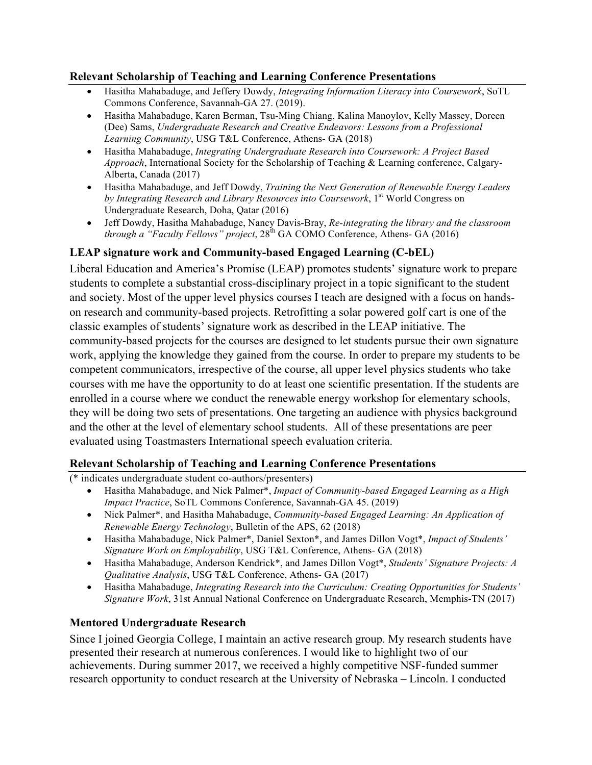### Relevant Scholarship of Teaching and Learning Conference Presentations

- Hasitha Mahabaduge, and Jeffery Dowdy, *Integrating Information Literacy into Coursework*, SoTL Commons Conference, Savannah-GA 27. (2019).
- Hasitha Mahabaduge, Karen Berman, Tsu-Ming Chiang, Kalina Manoylov, Kelly Massey, Doreen (Dee) Sams, *Undergraduate Research and Creative Endeavors: Lessons from a Professional Learning Community*, USG T&L Conference, Athens- GA (2018)
- Hasitha Mahabaduge, *Integrating Undergraduate Research into Coursework: A Project Based Approach*, International Society for the Scholarship of Teaching & Learning conference, Calgary-Alberta, Canada (2017)
- Hasitha Mahabaduge, and Jeff Dowdy, *Training the Next Generation of Renewable Energy Leaders by Integrating Research and Library Resources into Coursework*, 1st World Congress on Undergraduate Research, Doha, Qatar (2016)
- Jeff Dowdy, Hasitha Mahabaduge, Nancy Davis-Bray, *Re-integrating the library and the classroom through a "Faculty Fellows" project*, 28th GA COMO Conference, Athens- GA (2016)

### LEAP signature work and Community-based Engaged Learning (C-bEL)

Liberal Education and America's Promise (LEAP) promotes students' signature work to prepare students to complete a substantial cross-disciplinary project in a topic significant to the student and society. Most of the upper level physics courses I teach are designed with a focus on hands-on research and community-based projects. Retrofitting a solar powered golf cart is one of the classic examples of students' signature work as described in the LEAP initiative. The community-based projects for the courses are designed to let students pursue their own signature work, applying the knowledge they gained from the course. In order to prepare my students to be competent communicators, irrespective of the course, all upper level physics students who take courses with me have the opportunity to do at least one scientific presentation. If the students are enrolled in a course where we conduct the renewable energy workshop for elementary schools, they will be doing two sets of presentations. One targeting an audience with physics background and the other at the level of elementary school students. All of these presentations are peer evaluated using Toastmasters International speech evaluation criteria.

### Relevant Scholarship of Teaching and Learning Conference Presentations

(* indicates undergraduate student co-authors/presenters)

- Hasitha Mahabaduge, and Nick Palmer*, *Impact of Community-based Engaged Learning as a High Impact Practice*, SoTL Commons Conference, Savannah-GA 45. (2019)
- Nick Palmer*, and Hasitha Mahabaduge, *Community-based Engaged Learning: An Application of Renewable Energy Technology*, Bulletin of the APS, 62 (2018)
- Hasitha Mahabaduge, Nick Palmer*, Daniel Sexton*, and James Dillon Vogt*, *Impact of Students' Signature Work on Employability*, USG T&L Conference, Athens- GA (2018)
- Hasitha Mahabaduge, Anderson Kendrick*, and James Dillon Vogt*, *Students' Signature Projects: A Qualitative Analysis*, USG T&L Conference, Athens- GA (2017)
- Hasitha Mahabaduge, *Integrating Research into the Curriculum: Creating Opportunities for Students' Signature Work*, 31st Annual National Conference on Undergraduate Research, Memphis-TN (2017)

### Mentored Undergraduate Research

Since I joined Georgia College, I maintain an active research group. My research students have presented their research at numerous conferences. I would like to highlight two of our achievements. During summer 2017, we received a highly competitive NSF-funded summer research opportunity to conduct research at the University of Nebraska – Lincoln. I conducted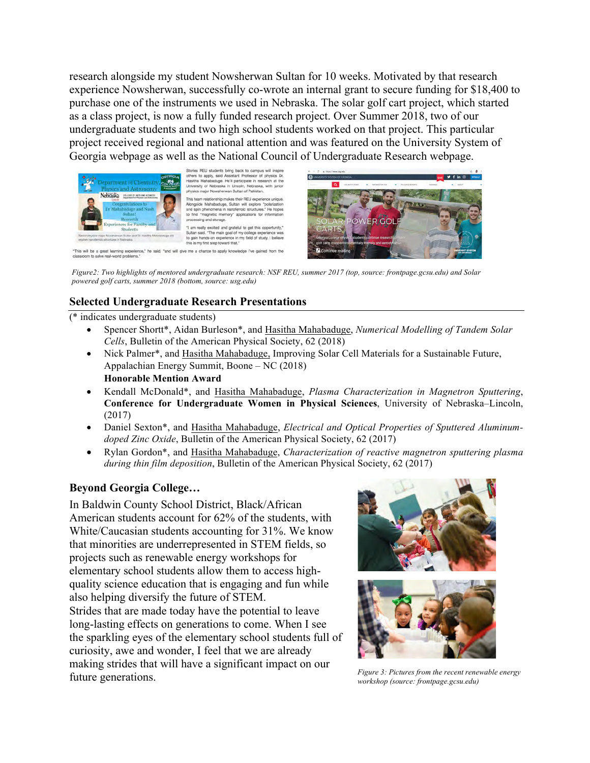research alongside my student Nowsherwan Sultan for 10 weeks. Motivated by that research experience Nowsherwan, successfully co-wrote an internal grant to secure funding for $18,400 to purchase one of the instruments we used in Nebraska. The solar golf cart project, which started as a class project, is now a fully funded research project. Over Summer 2018, two of our undergraduate students and two high school students worked on that project. This particular project received regional and national attention and was featured on the University System of Georgia webpage as well as the National Council of Undergraduate Research webpage.

*Figure2: Two highlights of mentored undergraduate research: NSF REU, summer 2017 (top, source: frontpage.gcsu.edu) and Solar powered golf carts, summer 2018 (bottom, source: usg.edu)*

## Selected Undergraduate Research Presentations

(* indicates undergraduate students)

- Spencer Shortt*, Aidan Burleson*, and Hasitha Mahabaduge, *Numerical Modelling of Tandem Solar Cells*, Bulletin of the American Physical Society, 62 (2018)
- Nick Palmer*, and Hasitha Mahabaduge, Improving Solar Cell Materials for a Sustainable Future, Appalachian Energy Summit, Boone – NC (2018)
  **Honorable Mention Award**
- Kendall McDonald*, and Hasitha Mahabaduge, *Plasma Characterization in Magnetron Sputtering*, **Conference for Undergraduate Women in Physical Sciences**, University of Nebraska–Lincoln, (2017)
- Daniel Sexton*, and Hasitha Mahabaduge, *Electrical and Optical Properties of Sputtered Aluminum-doped Zinc Oxide*, Bulletin of the American Physical Society, 62 (2017)
- Rylan Gordon*, and Hasitha Mahabaduge, *Characterization of reactive magnetron sputtering plasma during thin film deposition*, Bulletin of the American Physical Society, 62 (2017)

## Beyond Georgia College…

In Baldwin County School District, Black/African American students account for 62% of the students, with White/Caucasian students accounting for 31%. We know that minorities are underrepresented in STEM fields, so projects such as renewable energy workshops for elementary school students allow them to access high-quality science education that is engaging and fun while also helping diversify the future of STEM.

Strides that are made today have the potential to leave long-lasting effects on generations to come. When I see the sparkling eyes of the elementary school students full of curiosity, awe and wonder, I feel that we are already making strides that will have a significant impact on our future generations.

*Figure 3: Pictures from the recent renewable energy workshop (source: frontpage.gcsu.edu)*